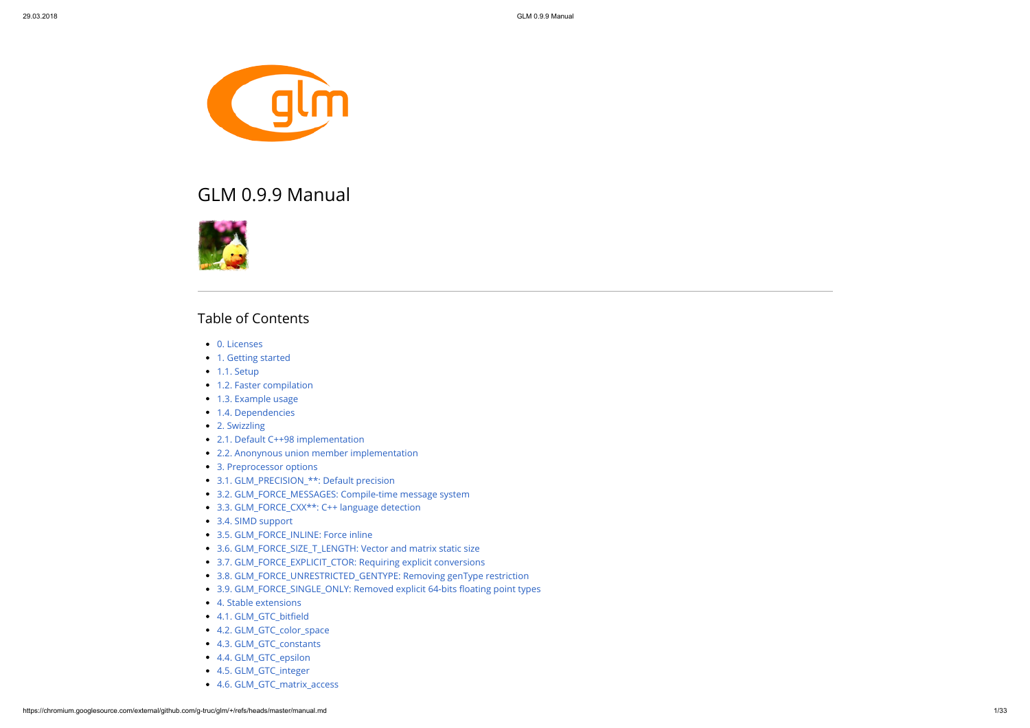# GLM 0.9.9 Manual

---

## Table of Contents

- 0. Licenses
- 1. Getting started
- 1.1. Setup
- 1.2. Faster compilation
- 1.3. Example usage
- 1.4. Dependencies
- 2. Swizzling
- 2.1. Default C++98 implementation
- 2.2. Anonynous union member implementation
- 3. Preprocessor options
- 3.1. GLM_PRECISION_**: Default precision
- 3.2. GLM_FORCE_MESSAGES: Compile-time message system
- 3.3. GLM_FORCE_CXX**: C++ language detection
- 3.4. SIMD support
- 3.5. GLM_FORCE_INLINE: Force inline
- 3.6. GLM_FORCE_SIZE_T_LENGTH: Vector and matrix static size
- 3.7. GLM_FORCE_EXPLICIT_CTOR: Requiring explicit conversions
- 3.8. GLM_FORCE_UNRESTRICTED_GENTYPE: Removing genType restriction
- 3.9. GLM_FORCE_SINGLE_ONLY: Removed explicit 64-bits floating point types
- 4. Stable extensions
- 4.1. GLM_GTC_bitfield
- 4.2. GLM_GTC_color_space
- 4.3. GLM_GTC_constants
- 4.4. GLM_GTC_epsilon
- 4.5. GLM_GTC_integer
- 4.6. GLM_GTC_matrix_access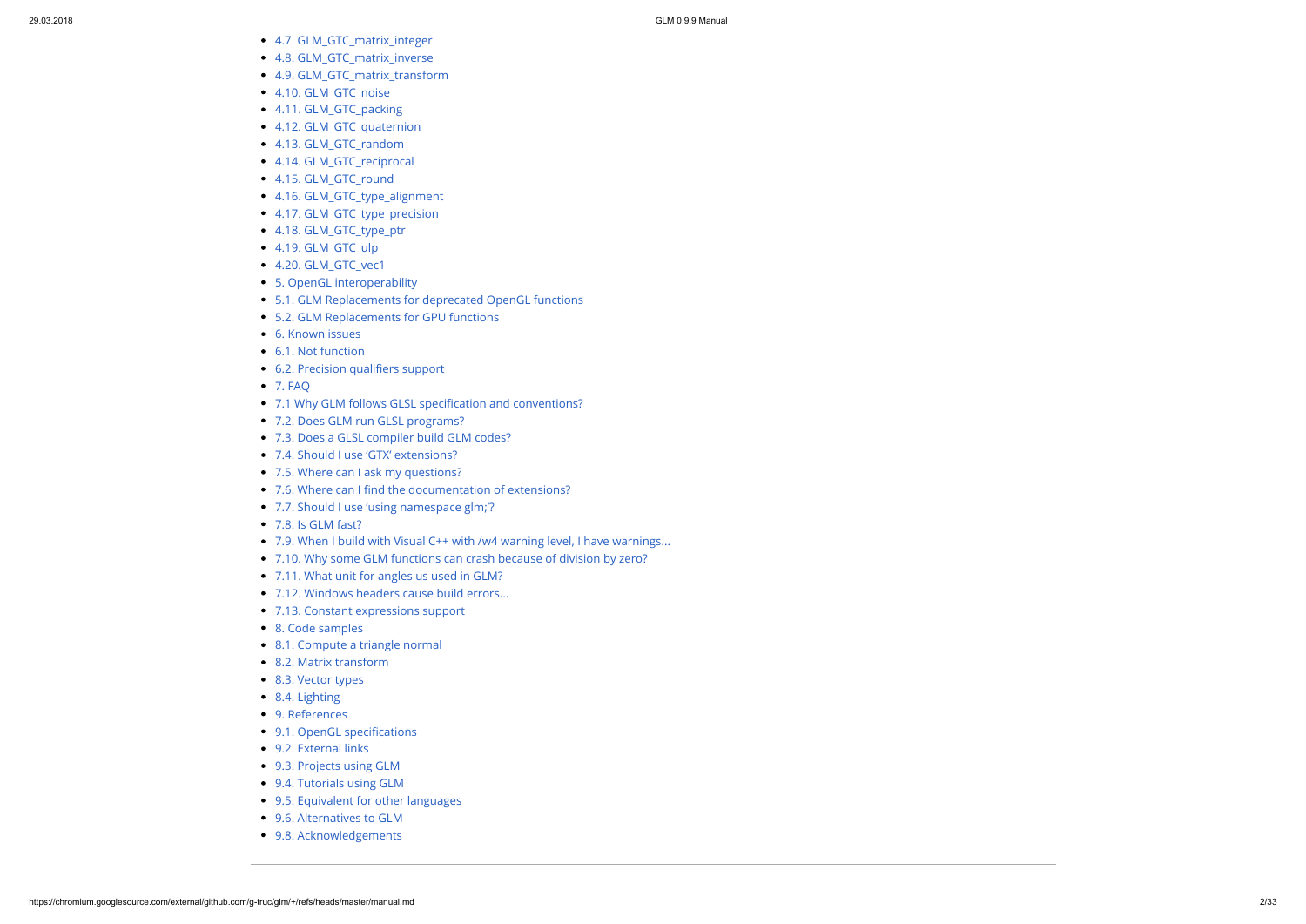- 4.7. GLM_GTC_matrix_integer
- 4.8. GLM_GTC_matrix_inverse
- 4.9. GLM_GTC_matrix_transform
- 4.10. GLM_GTC_noise
- 4.11. GLM_GTC_packing
- 4.12. GLM_GTC_quaternion
- 4.13. GLM_GTC_random
- 4.14. GLM_GTC_reciprocal
- 4.15. GLM_GTC_round
- 4.16. GLM_GTC_type_alignment
- 4.17. GLM_GTC_type_precision
- 4.18. GLM_GTC_type_ptr
- 4.19. GLM_GTC_ulp
- 4.20. GLM_GTC_vec1
- 5. OpenGL interoperability
- 5.1. GLM Replacements for deprecated OpenGL functions
- 5.2. GLM Replacements for GPU functions
- 6. Known issues
- 6.1. Not function
- 6.2. Precision qualifiers support
- 7. FAQ
- 7.1 Why GLM follows GLSL specification and conventions?
- 7.2. Does GLM run GLSL programs?
- 7.3. Does a GLSL compiler build GLM codes?
- 7.4. Should I use 'GTX' extensions?
- 7.5. Where can I ask my questions?
- 7.6. Where can I find the documentation of extensions?
- 7.7. Should I use 'using namespace glm;'?
- 7.8. Is GLM fast?
- 7.9. When I build with Visual C++ with /w4 warning level, I have warnings...
- 7.10. Why some GLM functions can crash because of division by zero?
- 7.11. What unit for angles us used in GLM?
- 7.12. Windows headers cause build errors...
- 7.13. Constant expressions support
- 8. Code samples
- 8.1. Compute a triangle normal
- 8.2. Matrix transform
- 8.3. Vector types
- 8.4. Lighting
- 9. References
- 9.1. OpenGL specifications
- 9.2. External links
- 9.3. Projects using GLM
- 9.4. Tutorials using GLM
- 9.5. Equivalent for other languages
- 9.6. Alternatives to GLM
- 9.8. Acknowledgements

---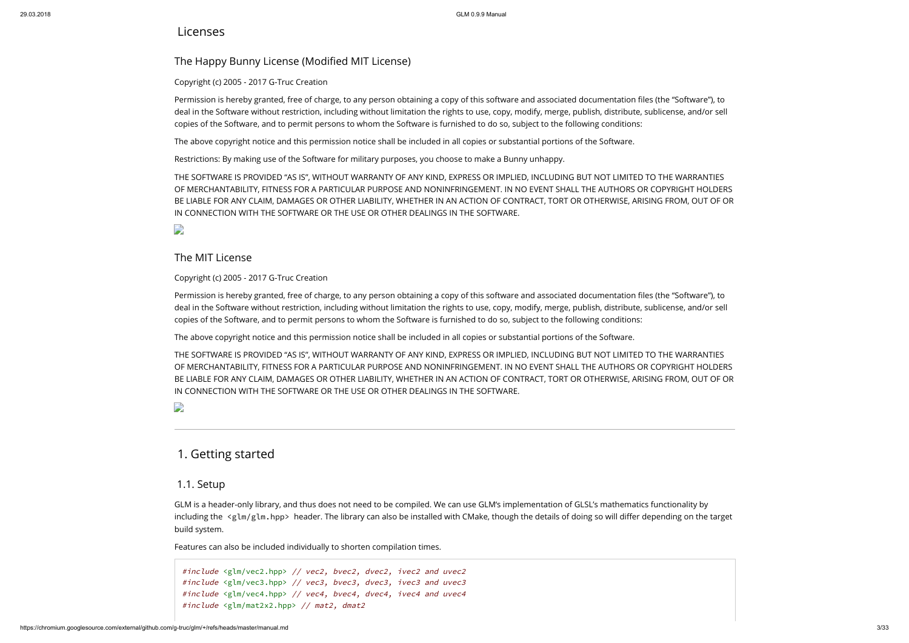## Licenses

### The Happy Bunny License (Modified MIT License)

Copyright (c) 2005 - 2017 G-Truc Creation

Permission is hereby granted, free of charge, to any person obtaining a copy of this software and associated documentation files (the "Software"), to deal in the Software without restriction, including without limitation the rights to use, copy, modify, merge, publish, distribute, sublicense, and/or sell copies of the Software, and to permit persons to whom the Software is furnished to do so, subject to the following conditions:

The above copyright notice and this permission notice shall be included in all copies or substantial portions of the Software.

Restrictions: By making use of the Software for military purposes, you choose to make a Bunny unhappy.

THE SOFTWARE IS PROVIDED "AS IS", WITHOUT WARRANTY OF ANY KIND, EXPRESS OR IMPLIED, INCLUDING BUT NOT LIMITED TO THE WARRANTIES OF MERCHANTABILITY, FITNESS FOR A PARTICULAR PURPOSE AND NONINFRINGEMENT. IN NO EVENT SHALL THE AUTHORS OR COPYRIGHT HOLDERS BE LIABLE FOR ANY CLAIM, DAMAGES OR OTHER LIABILITY, WHETHER IN AN ACTION OF CONTRACT, TORT OR OTHERWISE, ARISING FROM, OUT OF OR IN CONNECTION WITH THE SOFTWARE OR THE USE OR OTHER DEALINGS IN THE SOFTWARE.

### The MIT License

Copyright (c) 2005 - 2017 G-Truc Creation

Permission is hereby granted, free of charge, to any person obtaining a copy of this software and associated documentation files (the "Software"), to deal in the Software without restriction, including without limitation the rights to use, copy, modify, merge, publish, distribute, sublicense, and/or sell copies of the Software, and to permit persons to whom the Software is furnished to do so, subject to the following conditions:

The above copyright notice and this permission notice shall be included in all copies or substantial portions of the Software.

THE SOFTWARE IS PROVIDED "AS IS", WITHOUT WARRANTY OF ANY KIND, EXPRESS OR IMPLIED, INCLUDING BUT NOT LIMITED TO THE WARRANTIES OF MERCHANTABILITY, FITNESS FOR A PARTICULAR PURPOSE AND NONINFRINGEMENT. IN NO EVENT SHALL THE AUTHORS OR COPYRIGHT HOLDERS BE LIABLE FOR ANY CLAIM, DAMAGES OR OTHER LIABILITY, WHETHER IN AN ACTION OF CONTRACT, TORT OR OTHERWISE, ARISING FROM, OUT OF OR IN CONNECTION WITH THE SOFTWARE OR THE USE OR OTHER DEALINGS IN THE SOFTWARE.

---

## 1. Getting started

### 1.1. Setup

GLM is a header-only library, and thus does not need to be compiled. We can use GLM's implementation of GLSL's mathematics functionality by including the `<glm/glm.hpp>` header. The library can also be installed with CMake, though the details of doing so will differ depending on the target build system.

Features can also be included individually to shorten compilation times.

```
#include <glm/vec2.hpp> // vec2, bvec2, dvec2, ivec2 and uvec2
#include <glm/vec3.hpp> // vec3, bvec3, dvec3, ivec3 and uvec3
#include <glm/vec4.hpp> // vec4, bvec4, dvec4, ivec4 and uvec4
#include <glm/mat2x2.hpp> // mat2, dmat2
```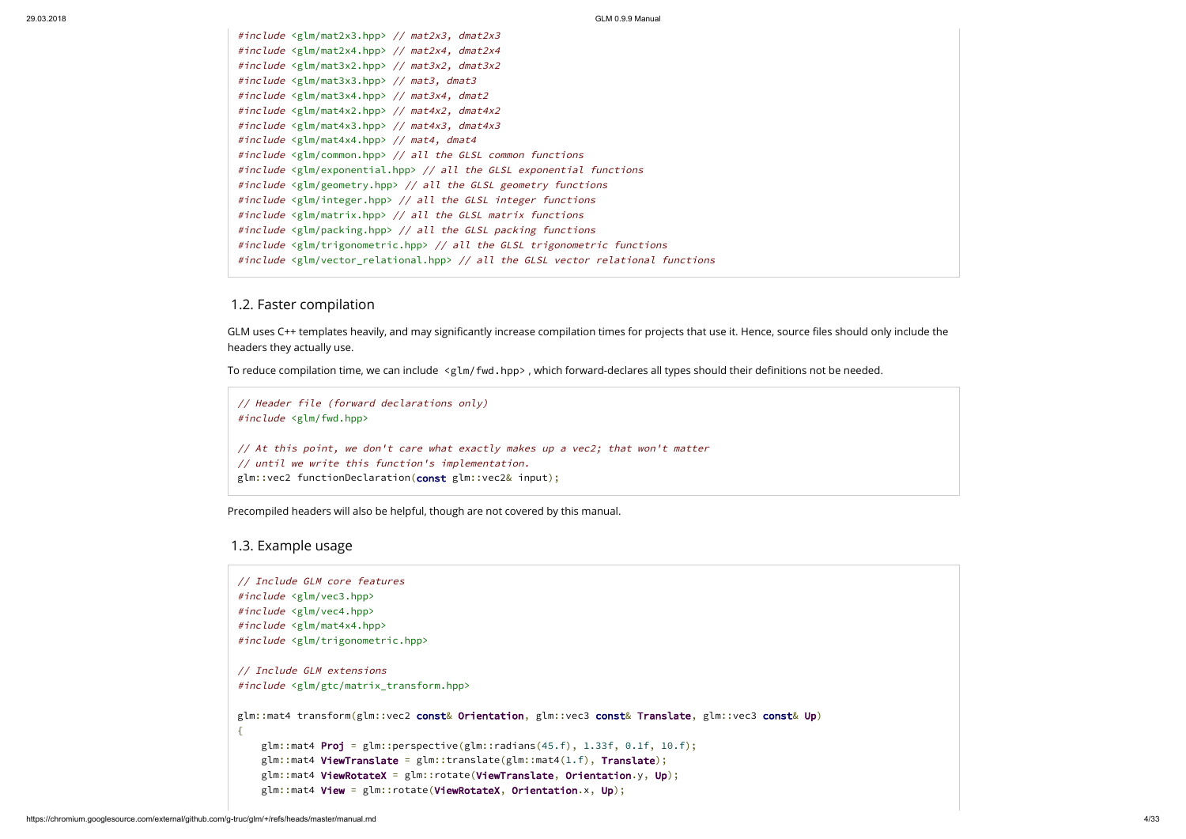```
#include <glm/mat2x3.hpp> // mat2x3, dmat2x3
#include <glm/mat2x4.hpp> // mat2x4, dmat2x4
#include <glm/mat3x2.hpp> // mat3x2, dmat3x2
#include <glm/mat3x3.hpp> // mat3, dmat3
#include <glm/mat3x4.hpp> // mat3x4, dmat2
#include <glm/mat4x2.hpp> // mat4x2, dmat4x2
#include <glm/mat4x3.hpp> // mat4x3, dmat4x3
#include <glm/mat4x4.hpp> // mat4, dmat4
#include <glm/common.hpp> // all the GLSL common functions
#include <glm/exponential.hpp> // all the GLSL exponential functions
#include <glm/geometry.hpp> // all the GLSL geometry functions
#include <glm/integer.hpp> // all the GLSL integer functions
#include <glm/matrix.hpp> // all the GLSL matrix functions
#include <glm/packing.hpp> // all the GLSL packing functions
#include <glm/trigonometric.hpp> // all the GLSL trigonometric functions
#include <glm/vector_relational.hpp> // all the GLSL vector relational functions
```

## 1.2. Faster compilation

GLM uses C++ templates heavily, and may significantly increase compilation times for projects that use it. Hence, source files should only include the headers they actually use.

To reduce compilation time, we can include `<glm/fwd.hpp>`, which forward-declares all types should their definitions not be needed.

```
// Header file (forward declarations only)
#include <glm/fwd.hpp>

// At this point, we don't care what exactly makes up a vec2; that won't matter
// until we write this function's implementation.
glm::vec2 functionDeclaration(const glm::vec2& input);
```

Precompiled headers will also be helpful, though are not covered by this manual.

## 1.3. Example usage

```
// Include GLM core features
#include <glm/vec3.hpp>
#include <glm/vec4.hpp>
#include <glm/mat4x4.hpp>
#include <glm/trigonometric.hpp>

// Include GLM extensions
#include <glm/gtc/matrix_transform.hpp>

glm::mat4 transform(glm::vec2 const& Orientation, glm::vec3 const& Translate, glm::vec3 const& Up)
{
    glm::mat4 Proj = glm::perspective(glm::radians(45.f), 1.33f, 0.1f, 10.f);
    glm::mat4 ViewTranslate = glm::translate(glm::mat4(1.f), Translate);
    glm::mat4 ViewRotateX = glm::rotate(ViewTranslate, Orientation.y, Up);
    glm::mat4 View = glm::rotate(ViewRotateX, Orientation.x, Up);
```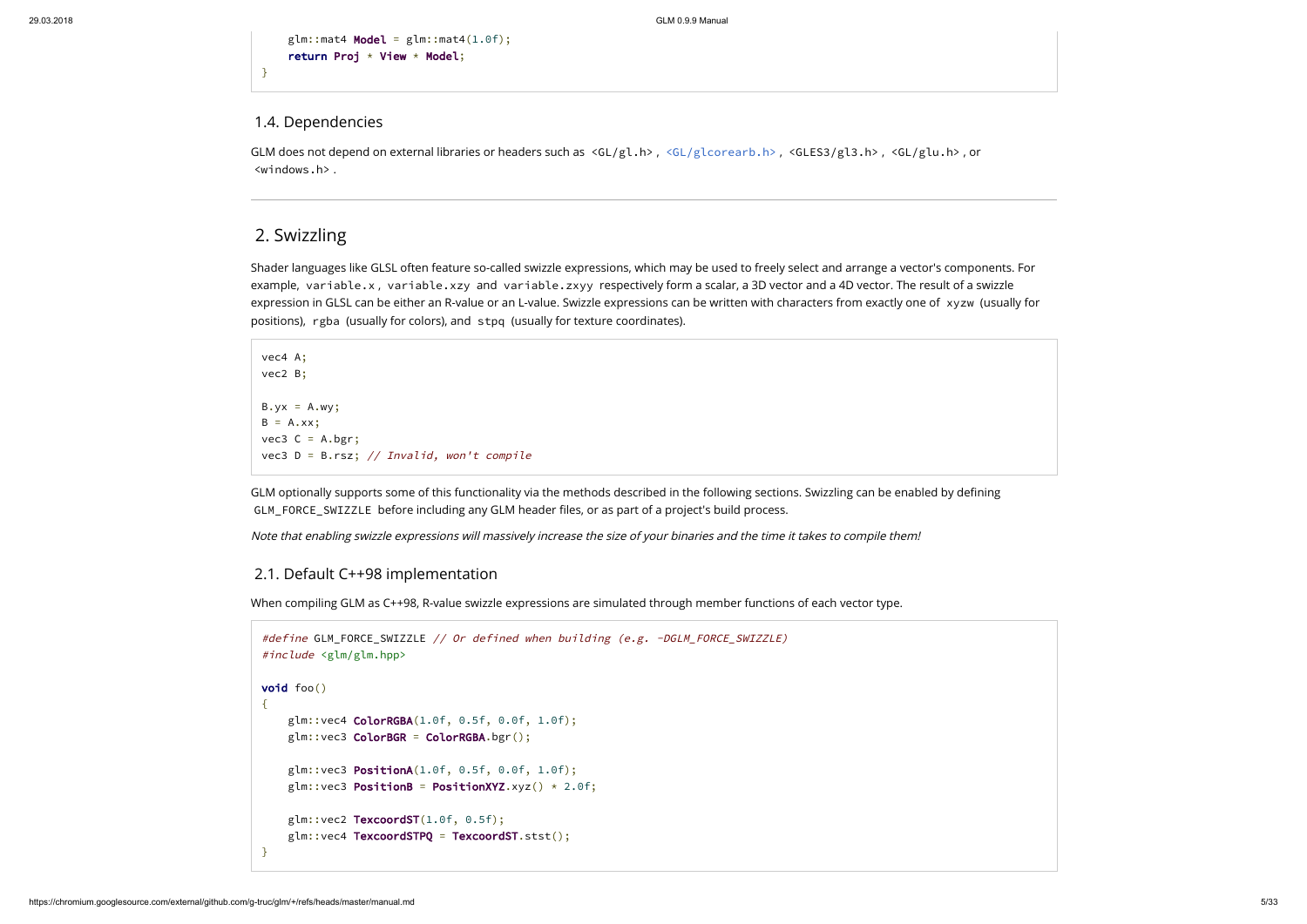```cpp
    glm::mat4 Model = glm::mat4(1.0f);
    return Proj * View * Model;
}
```

### 1.4. Dependencies

GLM does not depend on external libraries or headers such as `<GL/gl.h>`, `<GL/glcorearb.h>`, `<GLES3/gl3.h>`, `<GL/glu.h>`, or `<windows.h>`.

---

## 2. Swizzling

Shader languages like GLSL often feature so-called swizzle expressions, which may be used to freely select and arrange a vector's components. For example, `variable.x`, `variable.xzy` and `variable.zxyy` respectively form a scalar, a 3D vector and a 4D vector. The result of a swizzle expression in GLSL can be either an R-value or an L-value. Swizzle expressions can be written with characters from exactly one of `xyzw` (usually for positions), `rgba` (usually for colors), and `stpq` (usually for texture coordinates).

```cpp
vec4 A;
vec2 B;

B.yx = A.wy;
B = A.xx;
vec3 C = A.bgr;
vec3 D = B.rsz; // Invalid, won't compile
```

GLM optionally supports some of this functionality via the methods described in the following sections. Swizzling can be enabled by defining `GLM_FORCE_SWIZZLE` before including any GLM header files, or as part of a project's build process.

*Note that enabling swizzle expressions will massively increase the size of your binaries and the time it takes to compile them!*

### 2.1. Default C++98 implementation

When compiling GLM as C++98, R-value swizzle expressions are simulated through member functions of each vector type.

```cpp
#define GLM_FORCE_SWIZZLE // Or defined when building (e.g. -DGLM_FORCE_SWIZZLE)
#include <glm/glm.hpp>

void foo()
{
    glm::vec4 ColorRGBA(1.0f, 0.5f, 0.0f, 1.0f);
    glm::vec3 ColorBGR = ColorRGBA.bgr();

    glm::vec3 PositionA(1.0f, 0.5f, 0.0f, 1.0f);
    glm::vec3 PositionB = PositionXYZ.xyz() * 2.0f;

    glm::vec2 TexcoordST(1.0f, 0.5f);
    glm::vec4 TexcoordSTPQ = TexcoordST.stst();
}
```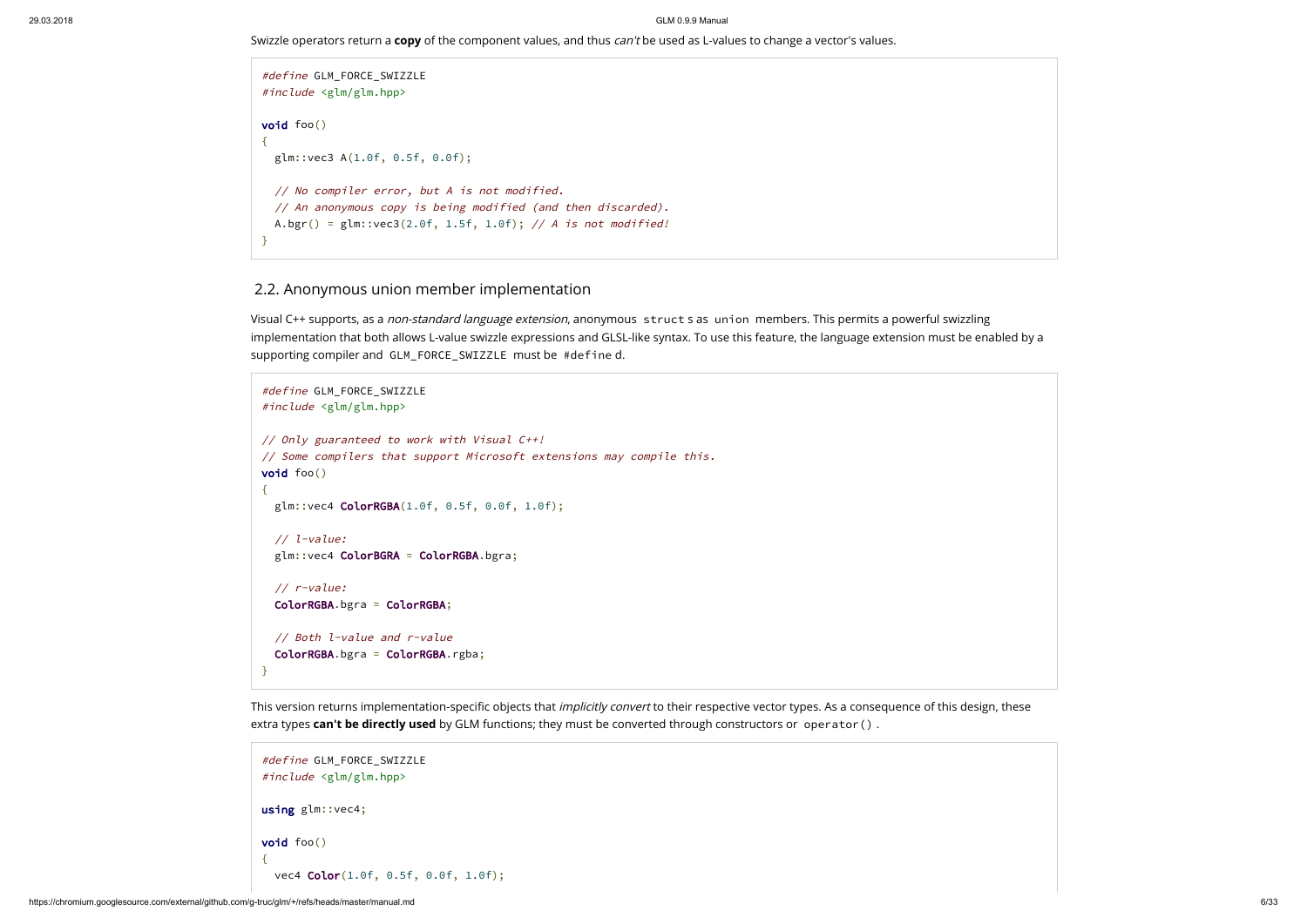Swizzle operators return a **copy** of the component values, and thus *can't* be used as L-values to change a vector's values.

```
#define GLM_FORCE_SWIZZLE
#include <glm/glm.hpp>

void foo()
{
  glm::vec3 A(1.0f, 0.5f, 0.0f);

  // No compiler error, but A is not modified.
  // An anonymous copy is being modified (and then discarded).
  A.bgr() = glm::vec3(2.0f, 1.5f, 1.0f); // A is not modified!
}
```

### 2.2. Anonymous union member implementation

Visual C++ supports, as a *non-standard language extension*, anonymous `struct` s as `union` members. This permits a powerful swizzling implementation that both allows L-value swizzle expressions and GLSL-like syntax. To use this feature, the language extension must be enabled by a supporting compiler and `GLM_FORCE_SWIZZLE` must be `#define` d.

```
#define GLM_FORCE_SWIZZLE
#include <glm/glm.hpp>

// Only guaranteed to work with Visual C++!
// Some compilers that support Microsoft extensions may compile this.
void foo()
{
  glm::vec4 ColorRGBA(1.0f, 0.5f, 0.0f, 1.0f);

  // l-value:
  glm::vec4 ColorBGRA = ColorRGBA.bgra;

  // r-value:
  ColorRGBA.bgra = ColorRGBA;

  // Both l-value and r-value
  ColorRGBA.bgra = ColorRGBA.rgba;
}
```

This version returns implementation-specific objects that *implicitly convert* to their respective vector types. As a consequence of this design, these extra types **can't be directly used** by GLM functions; they must be converted through constructors or `operator()` .

```
#define GLM_FORCE_SWIZZLE
#include <glm/glm.hpp>

using glm::vec4;

void foo()
{
  vec4 Color(1.0f, 0.5f, 0.0f, 1.0f);
```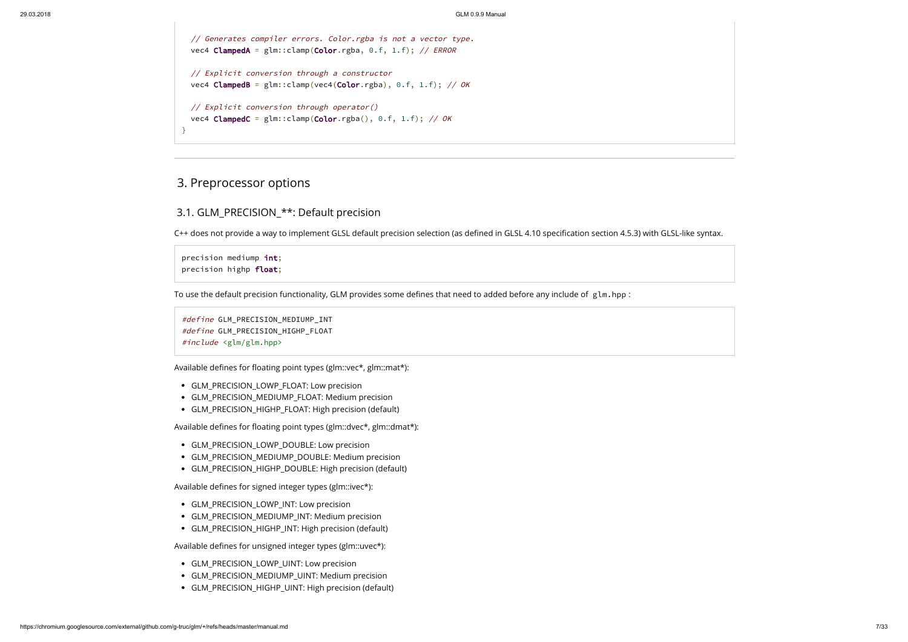```cpp
    // Generates compiler errors. Color.rgba is not a vector type.
    vec4 ClampedA = glm::clamp(Color.rgba, 0.f, 1.f); // ERROR

    // Explicit conversion through a constructor
    vec4 ClampedB = glm::clamp(vec4(Color.rgba), 0.f, 1.f); // OK

    // Explicit conversion through operator()
    vec4 ClampedC = glm::clamp(Color.rgba(), 0.f, 1.f); // OK
}
```

---

## 3. Preprocessor options

### 3.1. GLM_PRECISION_**: Default precision

C++ does not provide a way to implement GLSL default precision selection (as defined in GLSL 4.10 specification section 4.5.3) with GLSL-like syntax.

```
precision mediump int;
precision highp float;
```

To use the default precision functionality, GLM provides some defines that need to added before any include of `glm.hpp` :

```cpp
#define GLM_PRECISION_MEDIUMP_INT
#define GLM_PRECISION_HIGHP_FLOAT
#include <glm/glm.hpp>
```

Available defines for floating point types (glm::vec*, glm::mat*):

- GLM_PRECISION_LOWP_FLOAT: Low precision
- GLM_PRECISION_MEDIUMP_FLOAT: Medium precision
- GLM_PRECISION_HIGHP_FLOAT: High precision (default)

Available defines for floating point types (glm::dvec*, glm::dmat*):

- GLM_PRECISION_LOWP_DOUBLE: Low precision
- GLM_PRECISION_MEDIUMP_DOUBLE: Medium precision
- GLM_PRECISION_HIGHP_DOUBLE: High precision (default)

Available defines for signed integer types (glm::ivec*):

- GLM_PRECISION_LOWP_INT: Low precision
- GLM_PRECISION_MEDIUMP_INT: Medium precision
- GLM_PRECISION_HIGHP_INT: High precision (default)

Available defines for unsigned integer types (glm::uvec*):

- GLM_PRECISION_LOWP_UINT: Low precision
- GLM_PRECISION_MEDIUMP_UINT: Medium precision
- GLM_PRECISION_HIGHP_UINT: High precision (default)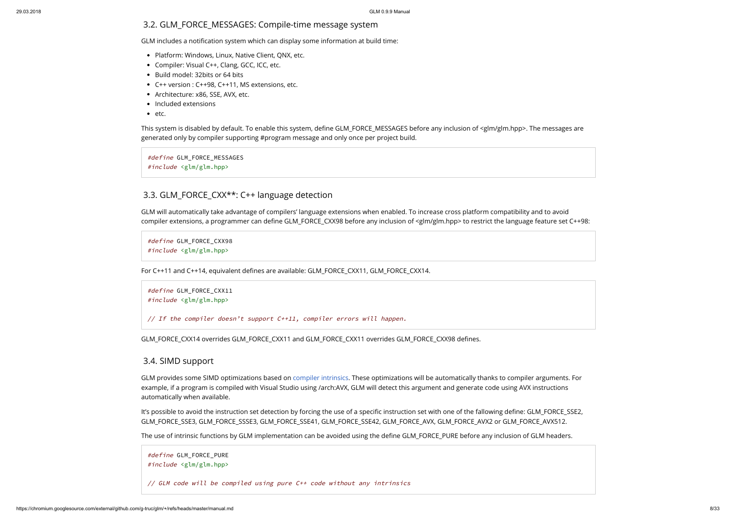## 3.2. GLM_FORCE_MESSAGES: Compile-time message system

GLM includes a notification system which can display some information at build time:

- Platform: Windows, Linux, Native Client, QNX, etc.
- Compiler: Visual C++, Clang, GCC, ICC, etc.
- Build model: 32bits or 64 bits
- C++ version : C++98, C++11, MS extensions, etc.
- Architecture: x86, SSE, AVX, etc.
- Included extensions
- etc.

This system is disabled by default. To enable this system, define GLM_FORCE_MESSAGES before any inclusion of <glm/glm.hpp>. The messages are generated only by compiler supporting #program message and only once per project build.

```
#define GLM_FORCE_MESSAGES
#include <glm/glm.hpp>
```

## 3.3. GLM_FORCE_CXX**: C++ language detection

GLM will automatically take advantage of compilers' language extensions when enabled. To increase cross platform compatibility and to avoid compiler extensions, a programmer can define GLM_FORCE_CXX98 before any inclusion of <glm/glm.hpp> to restrict the language feature set C++98:

```
#define GLM_FORCE_CXX98
#include <glm/glm.hpp>
```

For C++11 and C++14, equivalent defines are available: GLM_FORCE_CXX11, GLM_FORCE_CXX14.

```
#define GLM_FORCE_CXX11
#include <glm/glm.hpp>

// If the compiler doesn't support C++11, compiler errors will happen.
```

GLM_FORCE_CXX14 overrides GLM_FORCE_CXX11 and GLM_FORCE_CXX11 overrides GLM_FORCE_CXX98 defines.

## 3.4. SIMD support

GLM provides some SIMD optimizations based on compiler intrinsics. These optimizations will be automatically thanks to compiler arguments. For example, if a program is compiled with Visual Studio using /arch:AVX, GLM will detect this argument and generate code using AVX instructions automatically when available.

It's possible to avoid the instruction set detection by forcing the use of a specific instruction set with one of the fallowing define: GLM_FORCE_SSE2, GLM_FORCE_SSE3, GLM_FORCE_SSSE3, GLM_FORCE_SSE41, GLM_FORCE_SSE42, GLM_FORCE_AVX, GLM_FORCE_AVX2 or GLM_FORCE_AVX512.

The use of intrinsic functions by GLM implementation can be avoided using the define GLM_FORCE_PURE before any inclusion of GLM headers.

```
#define GLM_FORCE_PURE
#include <glm/glm.hpp>

// GLM code will be compiled using pure C++ code without any intrinsics
```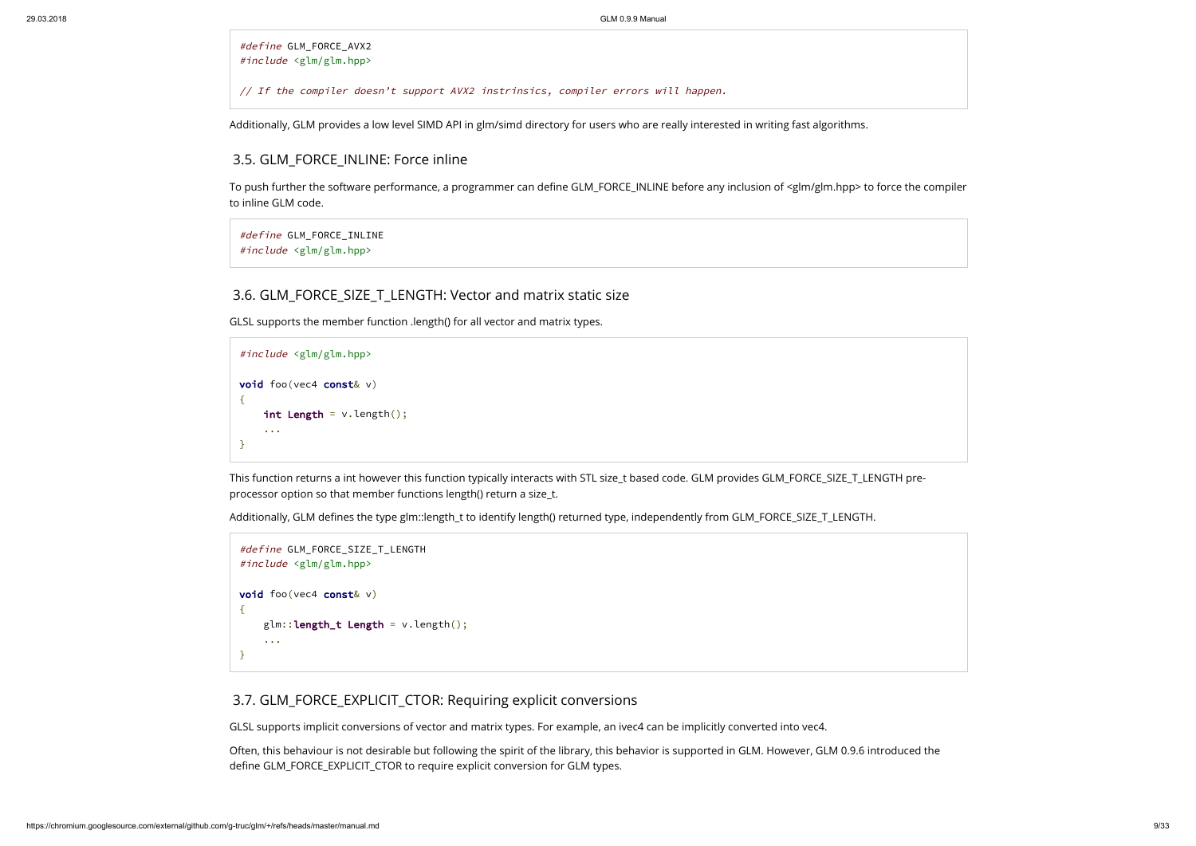```cpp
#define GLM_FORCE_AVX2
#include <glm/glm.hpp>

// If the compiler doesn’t support AVX2 instrinsics, compiler errors will happen.
```

Additionally, GLM provides a low level SIMD API in glm/simd directory for users who are really interested in writing fast algorithms.

### 3.5. GLM_FORCE_INLINE: Force inline

To push further the software performance, a programmer can define GLM_FORCE_INLINE before any inclusion of <glm/glm.hpp> to force the compiler to inline GLM code.

```cpp
#define GLM_FORCE_INLINE
#include <glm/glm.hpp>
```

### 3.6. GLM_FORCE_SIZE_T_LENGTH: Vector and matrix static size

GLSL supports the member function .length() for all vector and matrix types.

```cpp
#include <glm/glm.hpp>

void foo(vec4 const& v)
{
    int Length = v.length();
    ...
}
```

This function returns a int however this function typically interacts with STL size_t based code. GLM provides GLM_FORCE_SIZE_T_LENGTH pre-processor option so that member functions length() return a size_t.

Additionally, GLM defines the type glm::length_t to identify length() returned type, independently from GLM_FORCE_SIZE_T_LENGTH.

```cpp
#define GLM_FORCE_SIZE_T_LENGTH
#include <glm/glm.hpp>

void foo(vec4 const& v)
{
    glm::length_t Length = v.length();
    ...
}
```

### 3.7. GLM_FORCE_EXPLICIT_CTOR: Requiring explicit conversions

GLSL supports implicit conversions of vector and matrix types. For example, an ivec4 can be implicitly converted into vec4.

Often, this behaviour is not desirable but following the spirit of the library, this behavior is supported in GLM. However, GLM 0.9.6 introduced the define GLM_FORCE_EXPLICIT_CTOR to require explicit conversion for GLM types.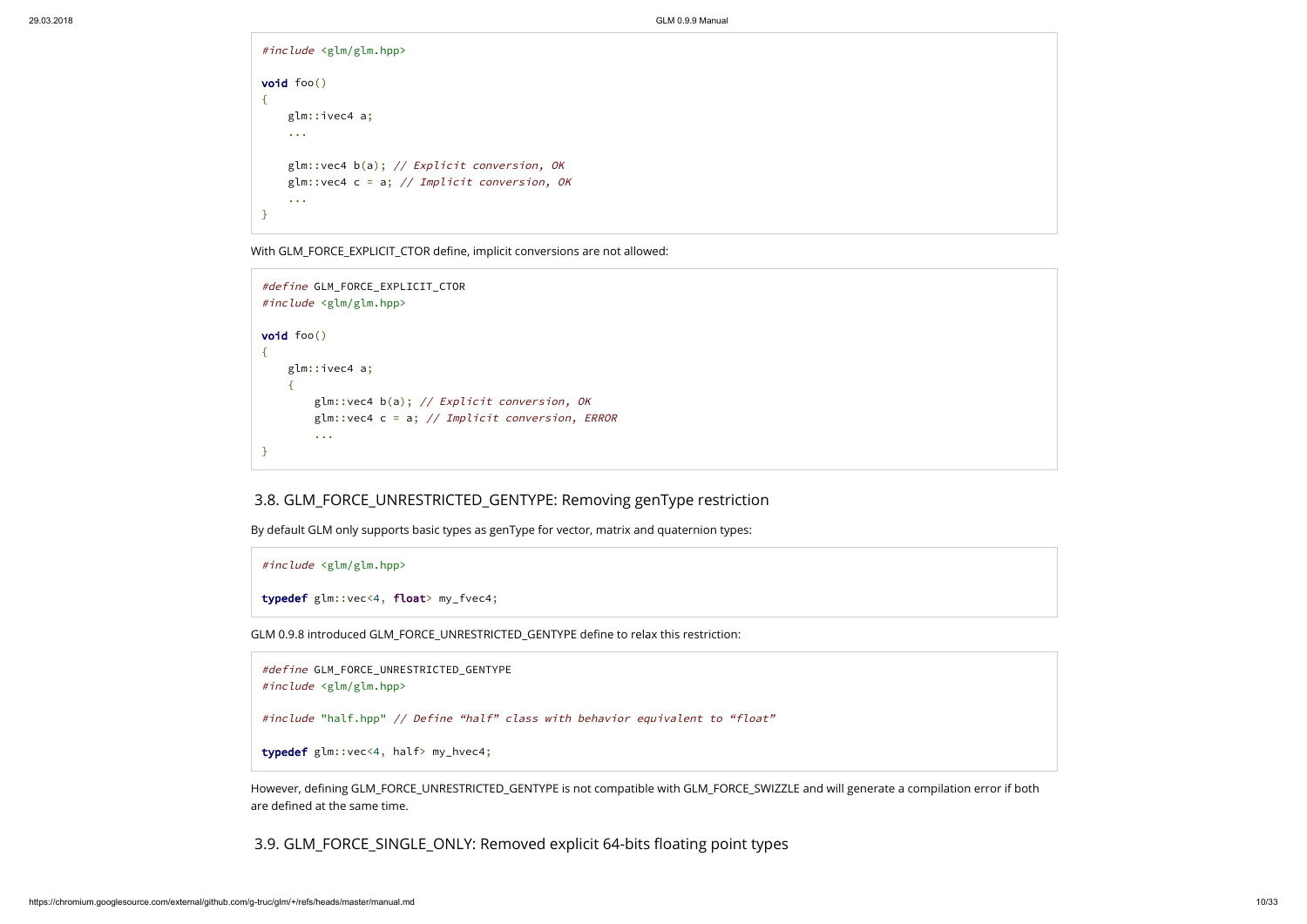```cpp
#include <glm/glm.hpp>

void foo()
{
    glm::ivec4 a;
    ...

    glm::vec4 b(a); // Explicit conversion, OK
    glm::vec4 c = a; // Implicit conversion, OK
    ...
}
```

With GLM_FORCE_EXPLICIT_CTOR define, implicit conversions are not allowed:

```cpp
#define GLM_FORCE_EXPLICIT_CTOR
#include <glm/glm.hpp>

void foo()
{
    glm::ivec4 a;
    {
        glm::vec4 b(a); // Explicit conversion, OK
        glm::vec4 c = a; // Implicit conversion, ERROR
        ...
}
```

## 3.8. GLM_FORCE_UNRESTRICTED_GENTYPE: Removing genType restriction

By default GLM only supports basic types as genType for vector, matrix and quaternion types:

```cpp
#include <glm/glm.hpp>

typedef glm::vec<4, float> my_fvec4;
```

GLM 0.9.8 introduced GLM_FORCE_UNRESTRICTED_GENTYPE define to relax this restriction:

```cpp
#define GLM_FORCE_UNRESTRICTED_GENTYPE
#include <glm/glm.hpp>

#include "half.hpp" // Define "half" class with behavior equivalent to "float"

typedef glm::vec<4, half> my_hvec4;
```

However, defining GLM_FORCE_UNRESTRICTED_GENTYPE is not compatible with GLM_FORCE_SWIZZLE and will generate a compilation error if both are defined at the same time.

## 3.9. GLM_FORCE_SINGLE_ONLY: Removed explicit 64-bits floating point types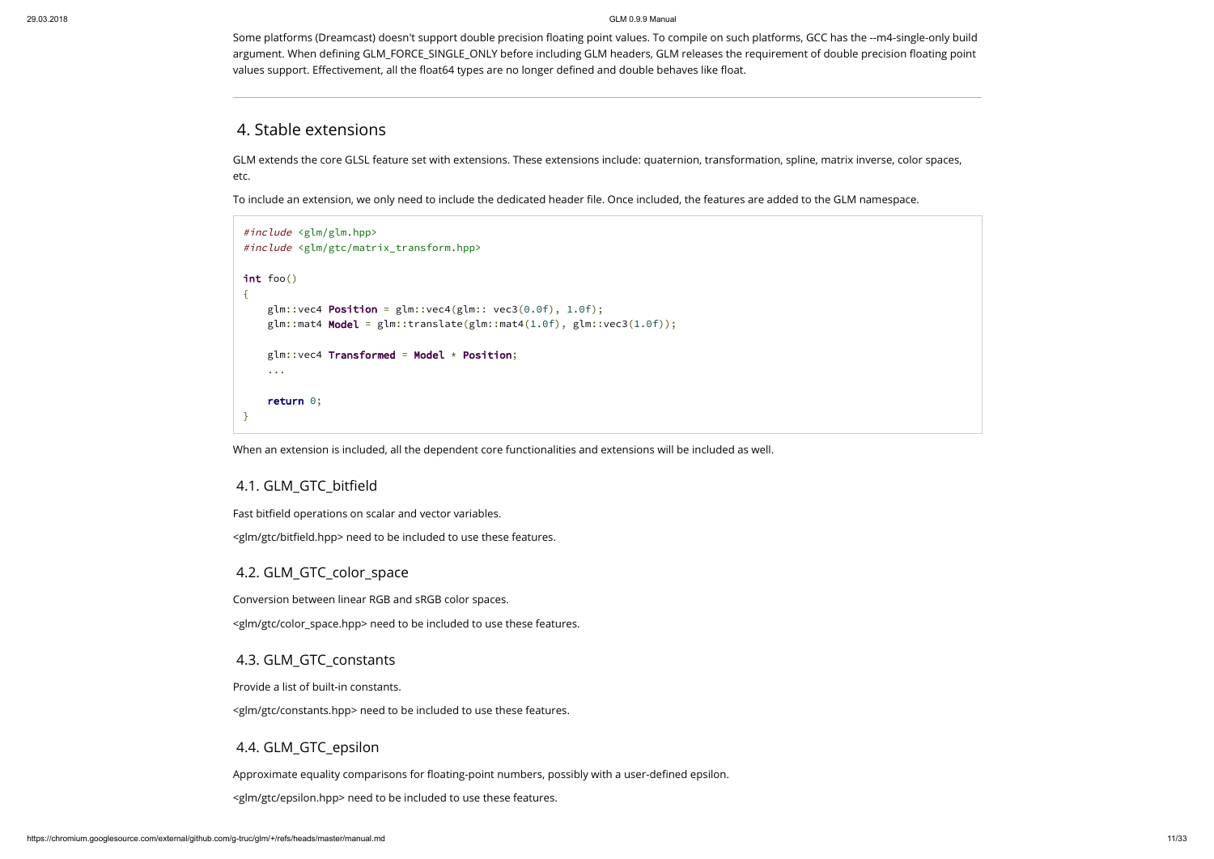Some platforms (Dreamcast) doesn't support double precision floating point values. To compile on such platforms, GCC has the --m4-single-only build argument. When defining GLM_FORCE_SINGLE_ONLY before including GLM headers, GLM releases the requirement of double precision floating point values support. Effectivement, all the float64 types are no longer defined and double behaves like float.

---

## 4. Stable extensions

GLM extends the core GLSL feature set with extensions. These extensions include: quaternion, transformation, spline, matrix inverse, color spaces, etc.

To include an extension, we only need to include the dedicated header file. Once included, the features are added to the GLM namespace.

```
#include <glm/glm.hpp>
#include <glm/gtc/matrix_transform.hpp>

int foo()
{
    glm::vec4 Position = glm::vec4(glm:: vec3(0.0f), 1.0f);
    glm::mat4 Model = glm::translate(glm::mat4(1.0f), glm::vec3(1.0f));

    glm::vec4 Transformed = Model * Position;
    ...

    return 0;
}
```

When an extension is included, all the dependent core functionalities and extensions will be included as well.

### 4.1. GLM_GTC_bitfield

Fast bitfield operations on scalar and vector variables.

<glm/gtc/bitfield.hpp> need to be included to use these features.

### 4.2. GLM_GTC_color_space

Conversion between linear RGB and sRGB color spaces.

<glm/gtc/color_space.hpp> need to be included to use these features.

### 4.3. GLM_GTC_constants

Provide a list of built-in constants.

<glm/gtc/constants.hpp> need to be included to use these features.

### 4.4. GLM_GTC_epsilon

Approximate equality comparisons for floating-point numbers, possibly with a user-defined epsilon.

<glm/gtc/epsilon.hpp> need to be included to use these features.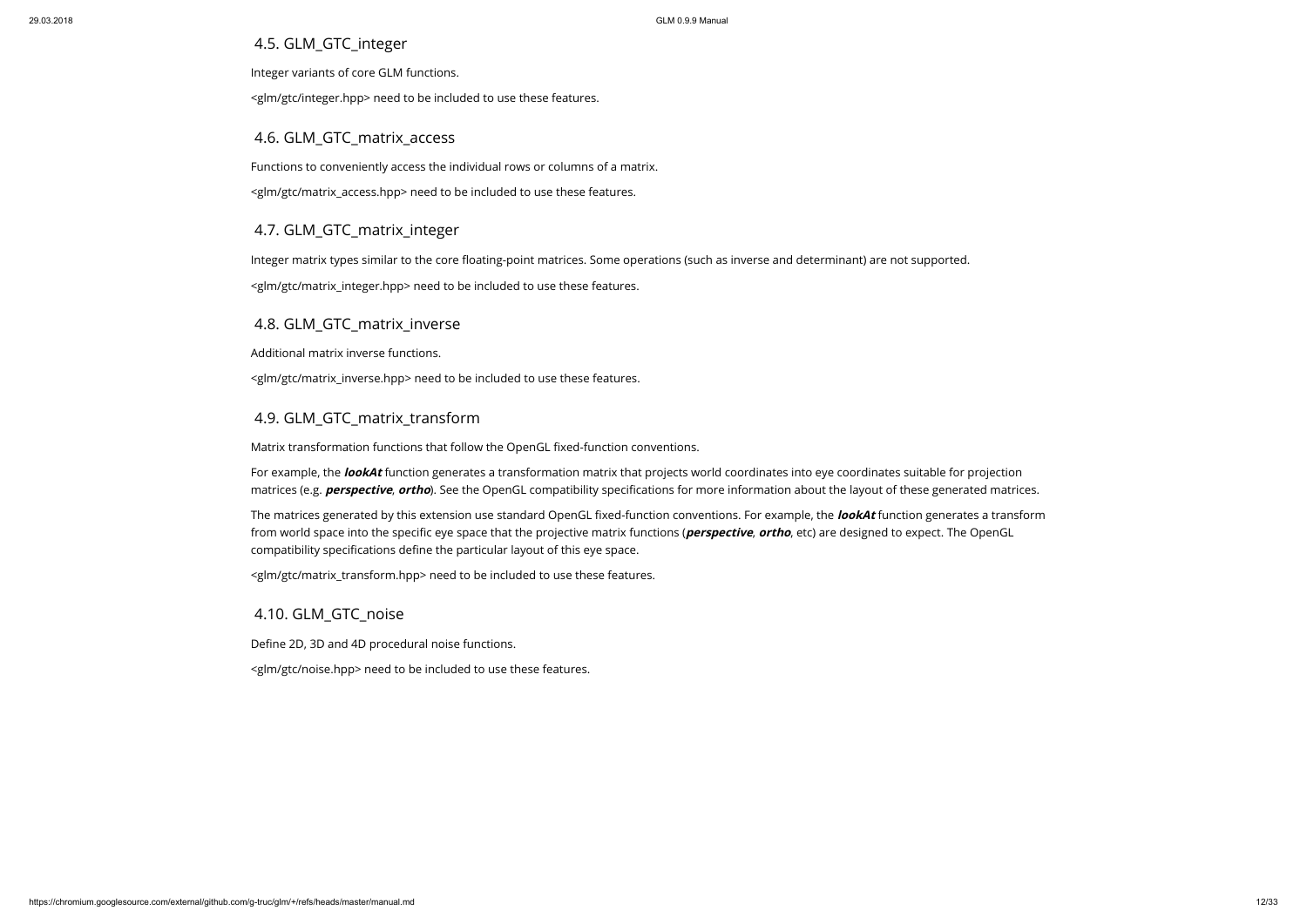## 4.5. GLM_GTC_integer

Integer variants of core GLM functions.

<glm/gtc/integer.hpp> need to be included to use these features.

## 4.6. GLM_GTC_matrix_access

Functions to conveniently access the individual rows or columns of a matrix.

<glm/gtc/matrix_access.hpp> need to be included to use these features.

## 4.7. GLM_GTC_matrix_integer

Integer matrix types similar to the core floating-point matrices. Some operations (such as inverse and determinant) are not supported.

<glm/gtc/matrix_integer.hpp> need to be included to use these features.

## 4.8. GLM_GTC_matrix_inverse

Additional matrix inverse functions.

<glm/gtc/matrix_inverse.hpp> need to be included to use these features.

## 4.9. GLM_GTC_matrix_transform

Matrix transformation functions that follow the OpenGL fixed-function conventions.

For example, the ***lookAt*** function generates a transformation matrix that projects world coordinates into eye coordinates suitable for projection matrices (e.g. ***perspective***, ***ortho***). See the OpenGL compatibility specifications for more information about the layout of these generated matrices.

The matrices generated by this extension use standard OpenGL fixed-function conventions. For example, the ***lookAt*** function generates a transform from world space into the specific eye space that the projective matrix functions (***perspective***, ***ortho***, etc) are designed to expect. The OpenGL compatibility specifications define the particular layout of this eye space.

<glm/gtc/matrix_transform.hpp> need to be included to use these features.

## 4.10. GLM_GTC_noise

Define 2D, 3D and 4D procedural noise functions.

<glm/gtc/noise.hpp> need to be included to use these features.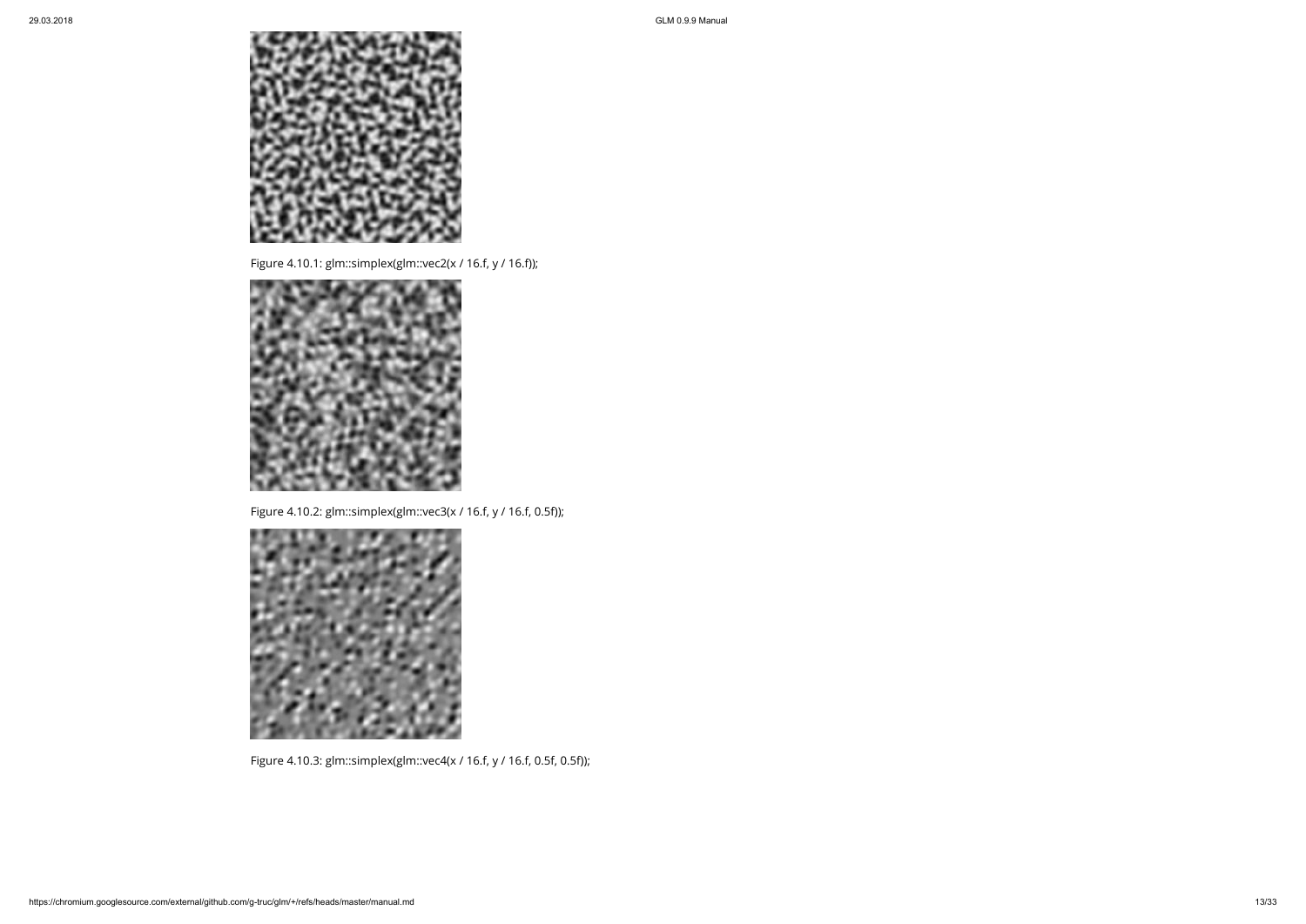Figure 4.10.1: glm::simplex(glm::vec2(x / 16.f, y / 16.f));

Figure 4.10.2: glm::simplex(glm::vec3(x / 16.f, y / 16.f, 0.5f));

Figure 4.10.3: glm::simplex(glm::vec4(x / 16.f, y / 16.f, 0.5f, 0.5f));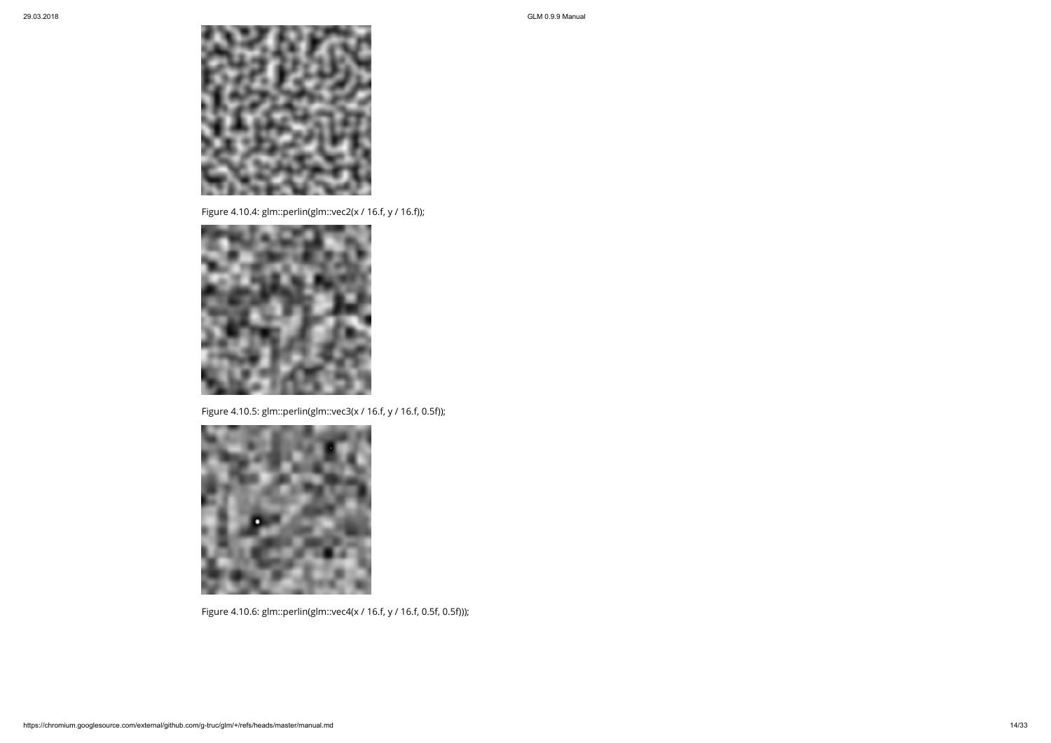Figure 4.10.4: glm::perlin(glm::vec2(x / 16.f, y / 16.f));

Figure 4.10.5: glm::perlin(glm::vec3(x / 16.f, y / 16.f, 0.5f));

Figure 4.10.6: glm::perlin(glm::vec4(x / 16.f, y / 16.f, 0.5f, 0.5f)));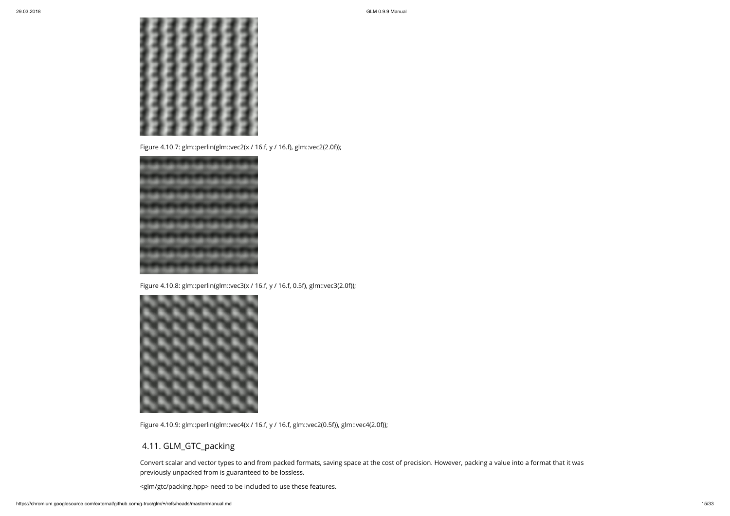Figure 4.10.7: glm::perlin(glm::vec2(x / 16.f, y / 16.f), glm::vec2(2.0f));

Figure 4.10.8: glm::perlin(glm::vec3(x / 16.f, y / 16.f, 0.5f), glm::vec3(2.0f));

Figure 4.10.9: glm::perlin(glm::vec4(x / 16.f, y / 16.f, glm::vec2(0.5f)), glm::vec4(2.0f));

## 4.11. GLM_GTC_packing

Convert scalar and vector types to and from packed formats, saving space at the cost of precision. However, packing a value into a format that it was previously unpacked from is guaranteed to be lossless.

<glm/gtc/packing.hpp> need to be included to use these features.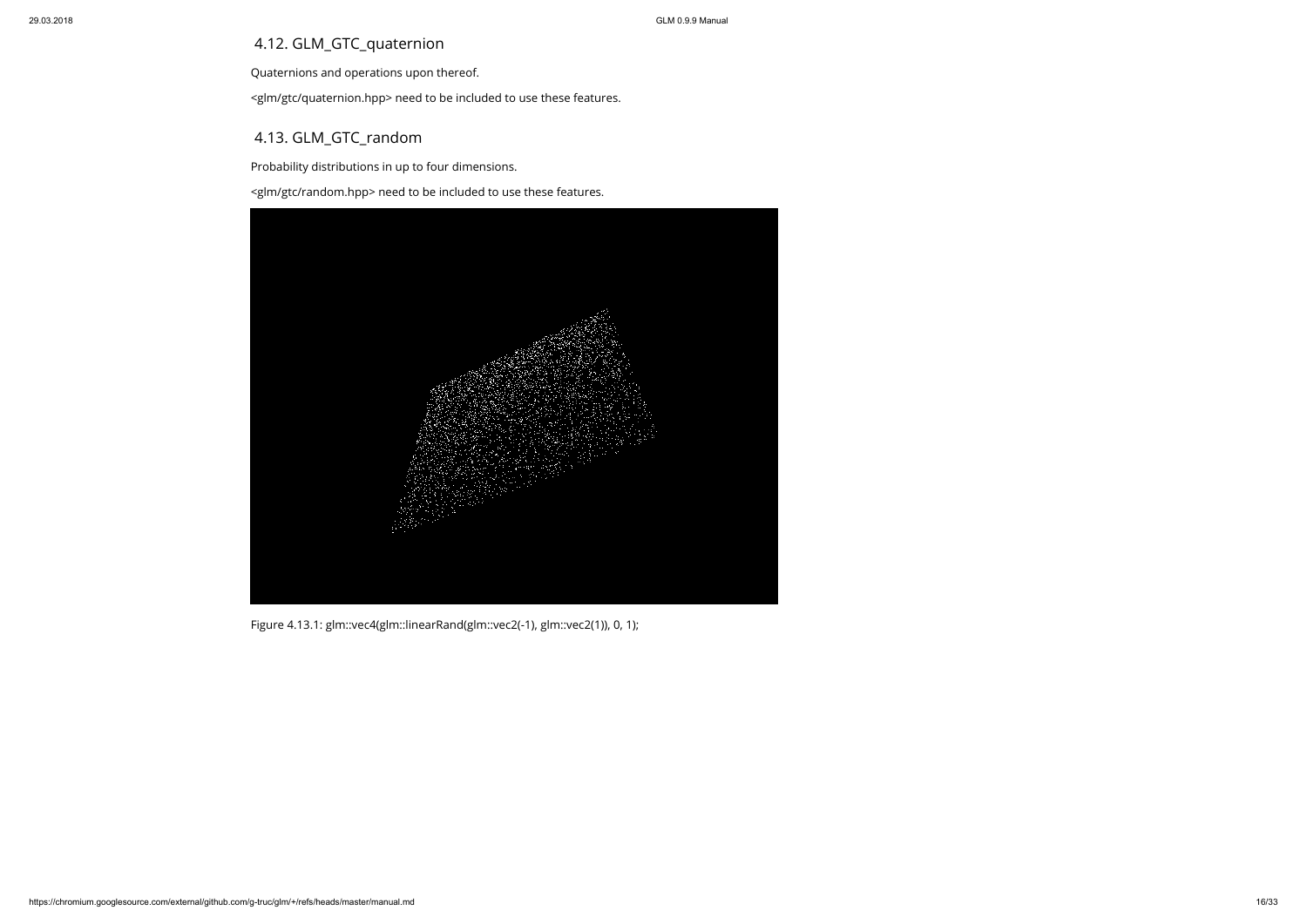## 4.12. GLM_GTC_quaternion

Quaternions and operations upon thereof.

<glm/gtc/quaternion.hpp> need to be included to use these features.

## 4.13. GLM_GTC_random

Probability distributions in up to four dimensions.

<glm/gtc/random.hpp> need to be included to use these features.

Figure 4.13.1: glm::vec4(glm::linearRand(glm::vec2(-1), glm::vec2(1)), 0, 1);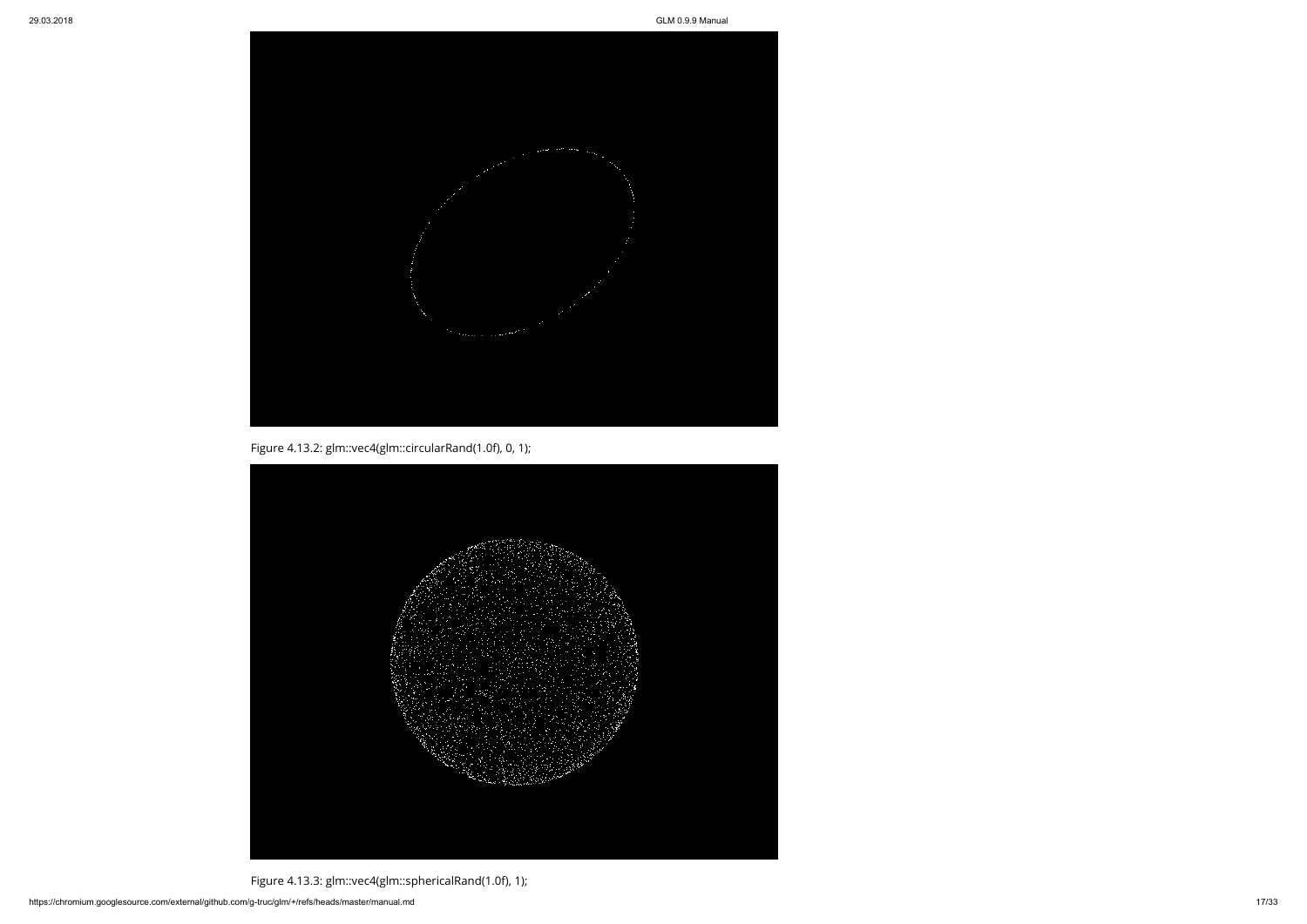Figure 4.13.2: glm::vec4(glm::circularRand(1.0f), 0, 1);

Figure 4.13.3: glm::vec4(glm::sphericalRand(1.0f), 1);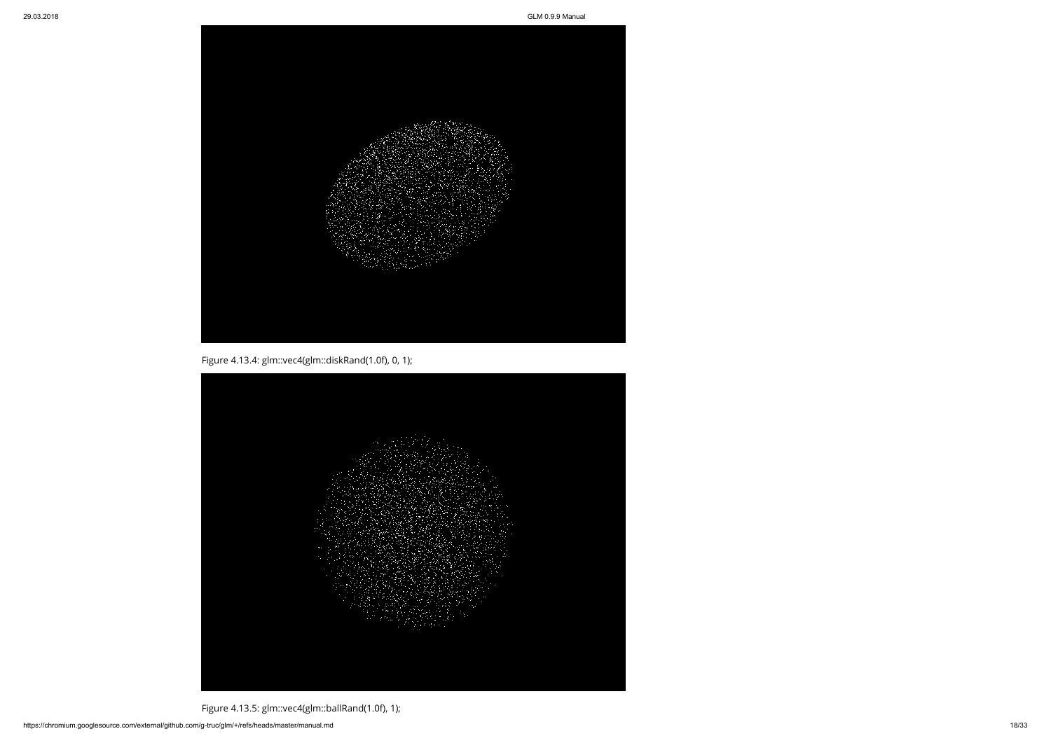Figure 4.13.4: glm::vec4(glm::diskRand(1.0f), 0, 1);

Figure 4.13.5: glm::vec4(glm::ballRand(1.0f), 1);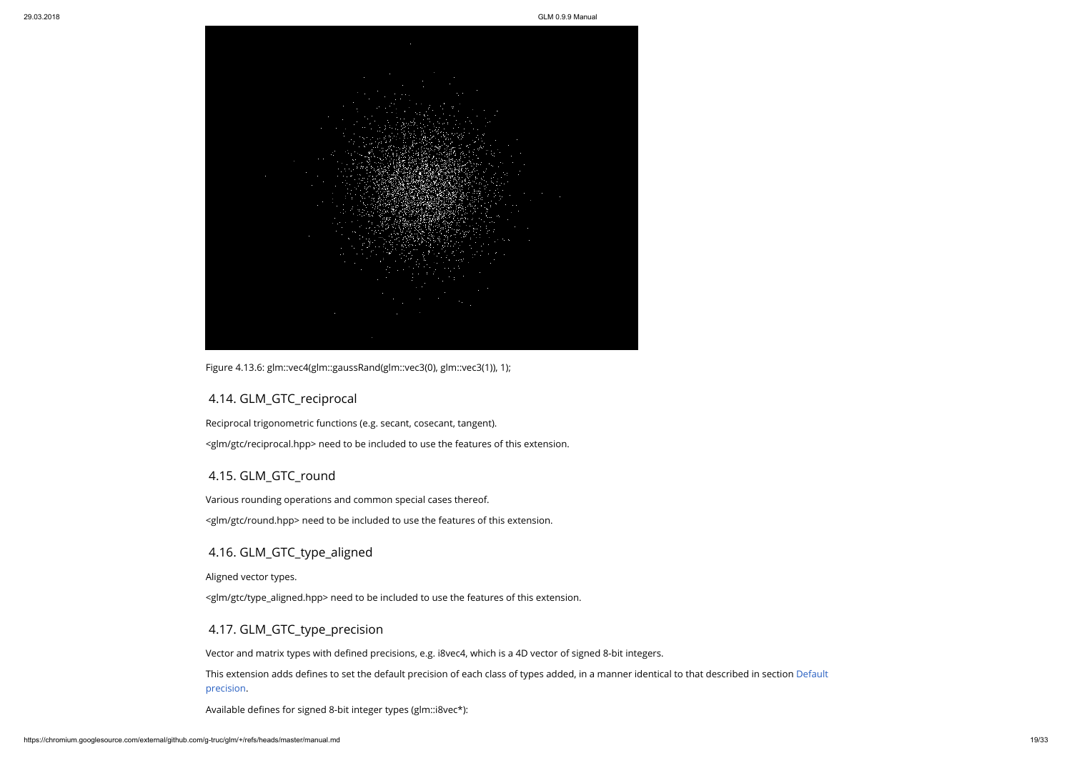Figure 4.13.6: glm::vec4(glm::gaussRand(glm::vec3(0), glm::vec3(1)), 1);

## 4.14. GLM_GTC_reciprocal

Reciprocal trigonometric functions (e.g. secant, cosecant, tangent).

<glm/gtc/reciprocal.hpp> need to be included to use the features of this extension.

## 4.15. GLM_GTC_round

Various rounding operations and common special cases thereof.

<glm/gtc/round.hpp> need to be included to use the features of this extension.

## 4.16. GLM_GTC_type_aligned

Aligned vector types.

<glm/gtc/type_aligned.hpp> need to be included to use the features of this extension.

## 4.17. GLM_GTC_type_precision

Vector and matrix types with defined precisions, e.g. i8vec4, which is a 4D vector of signed 8-bit integers.

This extension adds defines to set the default precision of each class of types added, in a manner identical to that described in section Default precision.

Available defines for signed 8-bit integer types (glm::i8vec*):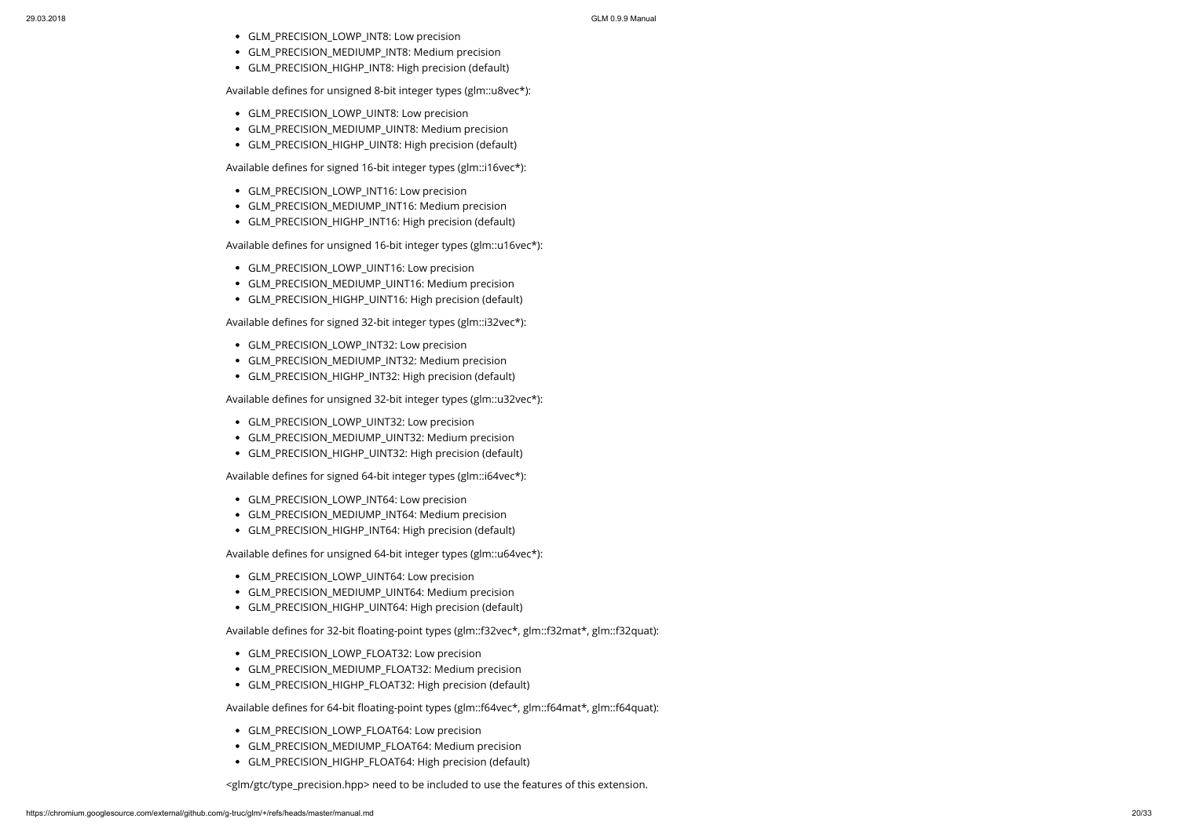- GLM_PRECISION_LOWP_INT8: Low precision
- GLM_PRECISION_MEDIUMP_INT8: Medium precision
- GLM_PRECISION_HIGHP_INT8: High precision (default)

Available defines for unsigned 8-bit integer types (glm::u8vec*):

- GLM_PRECISION_LOWP_UINT8: Low precision
- GLM_PRECISION_MEDIUMP_UINT8: Medium precision
- GLM_PRECISION_HIGHP_UINT8: High precision (default)

Available defines for signed 16-bit integer types (glm::i16vec*):

- GLM_PRECISION_LOWP_INT16: Low precision
- GLM_PRECISION_MEDIUMP_INT16: Medium precision
- GLM_PRECISION_HIGHP_INT16: High precision (default)

Available defines for unsigned 16-bit integer types (glm::u16vec*):

- GLM_PRECISION_LOWP_UINT16: Low precision
- GLM_PRECISION_MEDIUMP_UINT16: Medium precision
- GLM_PRECISION_HIGHP_UINT16: High precision (default)

Available defines for signed 32-bit integer types (glm::i32vec*):

- GLM_PRECISION_LOWP_INT32: Low precision
- GLM_PRECISION_MEDIUMP_INT32: Medium precision
- GLM_PRECISION_HIGHP_INT32: High precision (default)

Available defines for unsigned 32-bit integer types (glm::u32vec*):

- GLM_PRECISION_LOWP_UINT32: Low precision
- GLM_PRECISION_MEDIUMP_UINT32: Medium precision
- GLM_PRECISION_HIGHP_UINT32: High precision (default)

Available defines for signed 64-bit integer types (glm::i64vec*):

- GLM_PRECISION_LOWP_INT64: Low precision
- GLM_PRECISION_MEDIUMP_INT64: Medium precision
- GLM_PRECISION_HIGHP_INT64: High precision (default)

Available defines for unsigned 64-bit integer types (glm::u64vec*):

- GLM_PRECISION_LOWP_UINT64: Low precision
- GLM_PRECISION_MEDIUMP_UINT64: Medium precision
- GLM_PRECISION_HIGHP_UINT64: High precision (default)

Available defines for 32-bit floating-point types (glm::f32vec*, glm::f32mat*, glm::f32quat):

- GLM_PRECISION_LOWP_FLOAT32: Low precision
- GLM_PRECISION_MEDIUMP_FLOAT32: Medium precision
- GLM_PRECISION_HIGHP_FLOAT32: High precision (default)

Available defines for 64-bit floating-point types (glm::f64vec*, glm::f64mat*, glm::f64quat):

- GLM_PRECISION_LOWP_FLOAT64: Low precision
- GLM_PRECISION_MEDIUMP_FLOAT64: Medium precision
- GLM_PRECISION_HIGHP_FLOAT64: High precision (default)

<glm/gtc/type_precision.hpp> need to be included to use the features of this extension.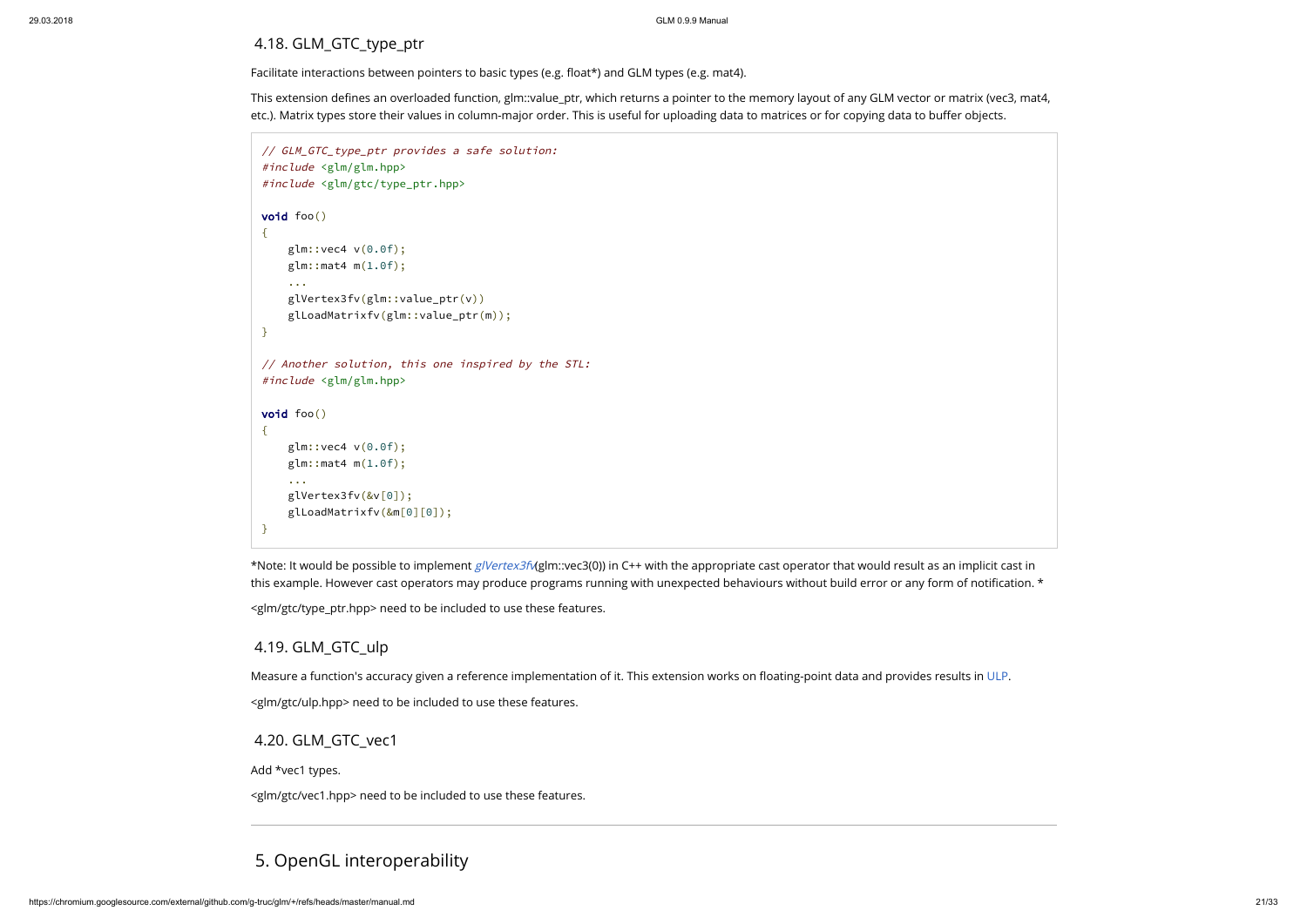### 4.18. GLM_GTC_type_ptr

Facilitate interactions between pointers to basic types (e.g. float*) and GLM types (e.g. mat4).

This extension defines an overloaded function, glm::value_ptr, which returns a pointer to the memory layout of any GLM vector or matrix (vec3, mat4, etc.). Matrix types store their values in column-major order. This is useful for uploading data to matrices or for copying data to buffer objects.

```
// GLM_GTC_type_ptr provides a safe solution:
#include <glm/glm.hpp>
#include <glm/gtc/type_ptr.hpp>

void foo()
{
    glm::vec4 v(0.0f);
    glm::mat4 m(1.0f);
    ...
    glVertex3fv(glm::value_ptr(v))
    glLoadMatrixfv(glm::value_ptr(m));
}

// Another solution, this one inspired by the STL:
#include <glm/glm.hpp>

void foo()
{
    glm::vec4 v(0.0f);
    glm::mat4 m(1.0f);
    ...
    glVertex3fv(&v[0]);
    glLoadMatrixfv(&m[0][0]);
}
```

*Note: It would be possible to implement *glVertex3fv*(glm::vec3(0)) in C++ with the appropriate cast operator that would result as an implicit cast in this example. However cast operators may produce programs running with unexpected behaviours without build error or any form of notification. *

<glm/gtc/type_ptr.hpp> need to be included to use these features.

### 4.19. GLM_GTC_ulp

Measure a function's accuracy given a reference implementation of it. This extension works on floating-point data and provides results in ULP.

<glm/gtc/ulp.hpp> need to be included to use these features.

### 4.20. GLM_GTC_vec1

Add *vec1 types.

<glm/gtc/vec1.hpp> need to be included to use these features.

---

## 5. OpenGL interoperability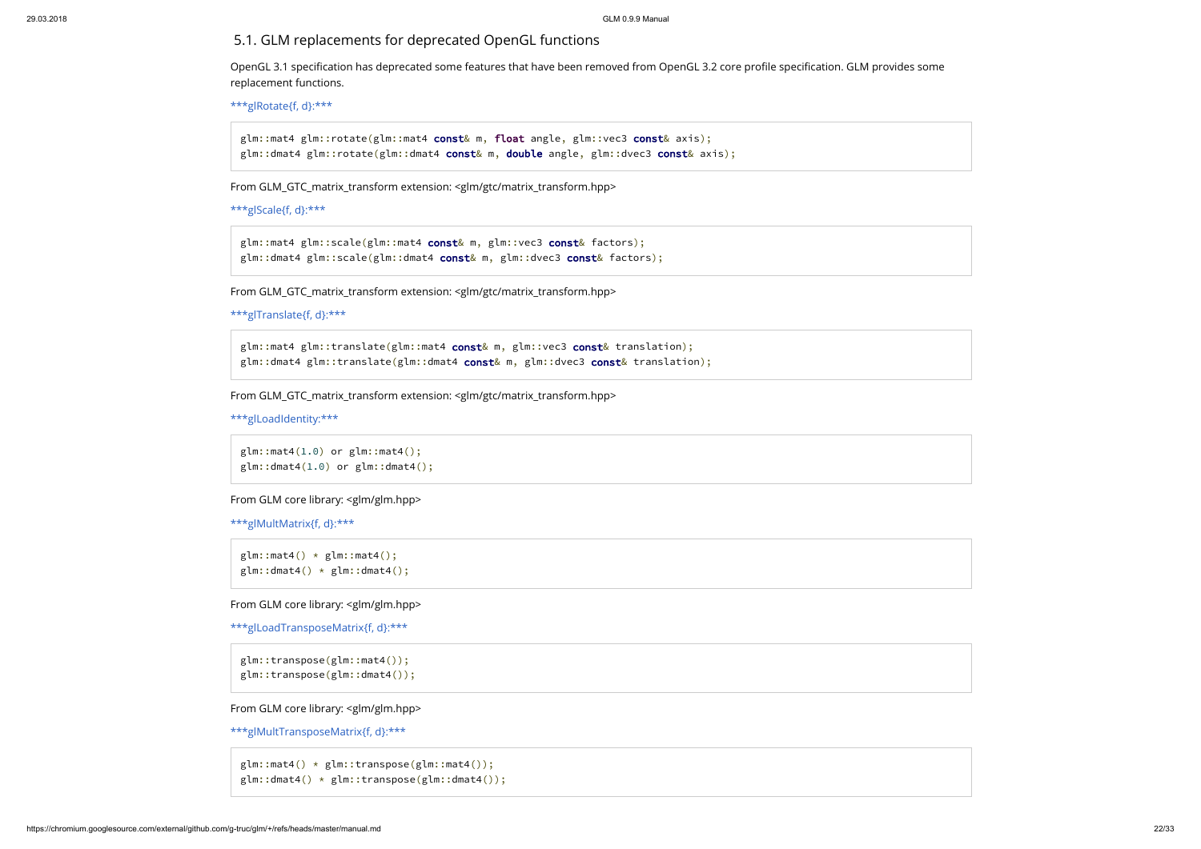## 5.1. GLM replacements for deprecated OpenGL functions

OpenGL 3.1 specification has deprecated some features that have been removed from OpenGL 3.2 core profile specification. GLM provides some replacement functions.

***glRotate{f, d}:***

```
glm::mat4 glm::rotate(glm::mat4 const& m, float angle, glm::vec3 const& axis);
glm::dmat4 glm::rotate(glm::dmat4 const& m, double angle, glm::dvec3 const& axis);
```

From GLM_GTC_matrix_transform extension: <glm/gtc/matrix_transform.hpp>

***glScale{f, d}:***

```
glm::mat4 glm::scale(glm::mat4 const& m, glm::vec3 const& factors);
glm::dmat4 glm::scale(glm::dmat4 const& m, glm::dvec3 const& factors);
```

From GLM_GTC_matrix_transform extension: <glm/gtc/matrix_transform.hpp>

***glTranslate{f, d}:***

```
glm::mat4 glm::translate(glm::mat4 const& m, glm::vec3 const& translation);
glm::dmat4 glm::translate(glm::dmat4 const& m, glm::dvec3 const& translation);
```

From GLM_GTC_matrix_transform extension: <glm/gtc/matrix_transform.hpp>

***glLoadIdentity:***

```
glm::mat4(1.0) or glm::mat4();
glm::dmat4(1.0) or glm::dmat4();
```

From GLM core library: <glm/glm.hpp>

***glMultMatrix{f, d}:***

```
glm::mat4() * glm::mat4();
glm::dmat4() * glm::dmat4();
```

From GLM core library: <glm/glm.hpp>

***glLoadTransposeMatrix{f, d}:***

```
glm::transpose(glm::mat4());
glm::transpose(glm::dmat4());
```

From GLM core library: <glm/glm.hpp>

***glMultTransposeMatrix{f, d}:***

```
glm::mat4() * glm::transpose(glm::mat4());
glm::dmat4() * glm::transpose(glm::dmat4());
```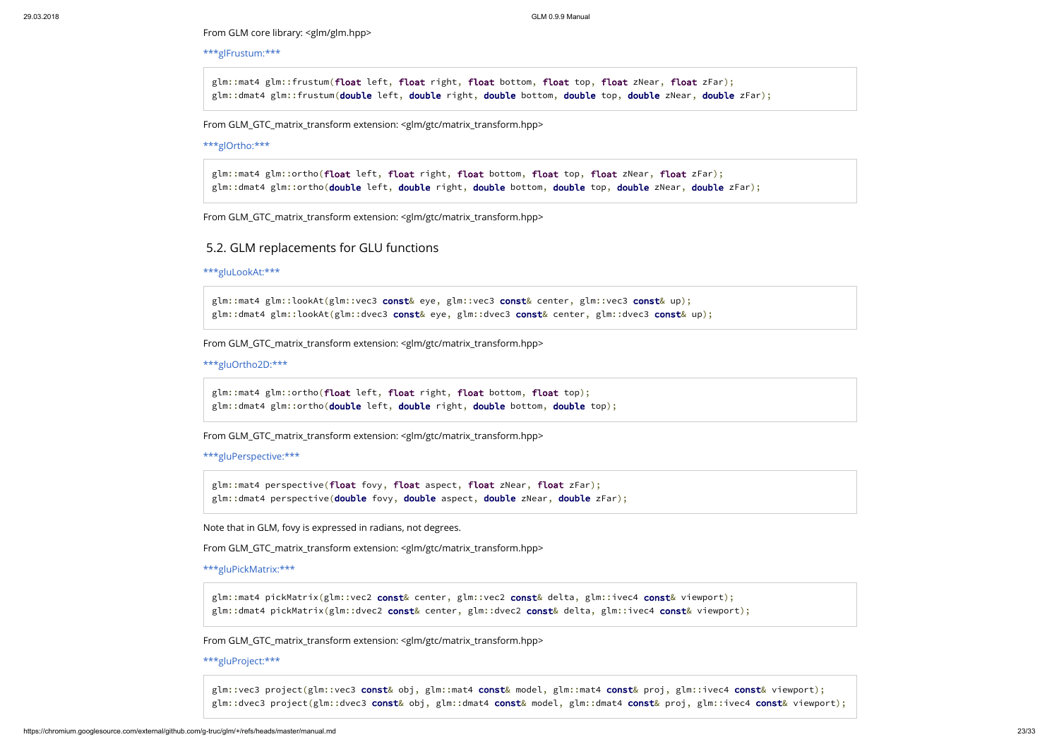From GLM core library: <glm/glm.hpp>

***glFrustum:***

```
glm::mat4 glm::frustum(float left, float right, float bottom, float top, float zNear, float zFar);
glm::dmat4 glm::frustum(double left, double right, double bottom, double top, double zNear, double zFar);
```

From GLM_GTC_matrix_transform extension: <glm/gtc/matrix_transform.hpp>

***glOrtho:***

```
glm::mat4 glm::ortho(float left, float right, float bottom, float top, float zNear, float zFar);
glm::dmat4 glm::ortho(double left, double right, double bottom, double top, double zNear, double zFar);
```

From GLM_GTC_matrix_transform extension: <glm/gtc/matrix_transform.hpp>

## 5.2. GLM replacements for GLU functions

***gluLookAt:***

```
glm::mat4 glm::lookAt(glm::vec3 const& eye, glm::vec3 const& center, glm::vec3 const& up);
glm::dmat4 glm::lookAt(glm::dvec3 const& eye, glm::dvec3 const& center, glm::dvec3 const& up);
```

From GLM_GTC_matrix_transform extension: <glm/gtc/matrix_transform.hpp>

***gluOrtho2D:***

```
glm::mat4 glm::ortho(float left, float right, float bottom, float top);
glm::dmat4 glm::ortho(double left, double right, double bottom, double top);
```

From GLM_GTC_matrix_transform extension: <glm/gtc/matrix_transform.hpp>

***gluPerspective:***

```
glm::mat4 perspective(float fovy, float aspect, float zNear, float zFar);
glm::dmat4 perspective(double fovy, double aspect, double zNear, double zFar);
```

Note that in GLM, fovy is expressed in radians, not degrees.

From GLM_GTC_matrix_transform extension: <glm/gtc/matrix_transform.hpp>

***gluPickMatrix:***

```
glm::mat4 pickMatrix(glm::vec2 const& center, glm::vec2 const& delta, glm::ivec4 const& viewport);
glm::dmat4 pickMatrix(glm::dvec2 const& center, glm::dvec2 const& delta, glm::ivec4 const& viewport);
```

From GLM_GTC_matrix_transform extension: <glm/gtc/matrix_transform.hpp>

***gluProject:***

```
glm::vec3 project(glm::vec3 const& obj, glm::mat4 const& model, glm::mat4 const& proj, glm::ivec4 const& viewport);
glm::dvec3 project(glm::dvec3 const& obj, glm::dmat4 const& model, glm::dmat4 const& proj, glm::ivec4 const& viewport);
```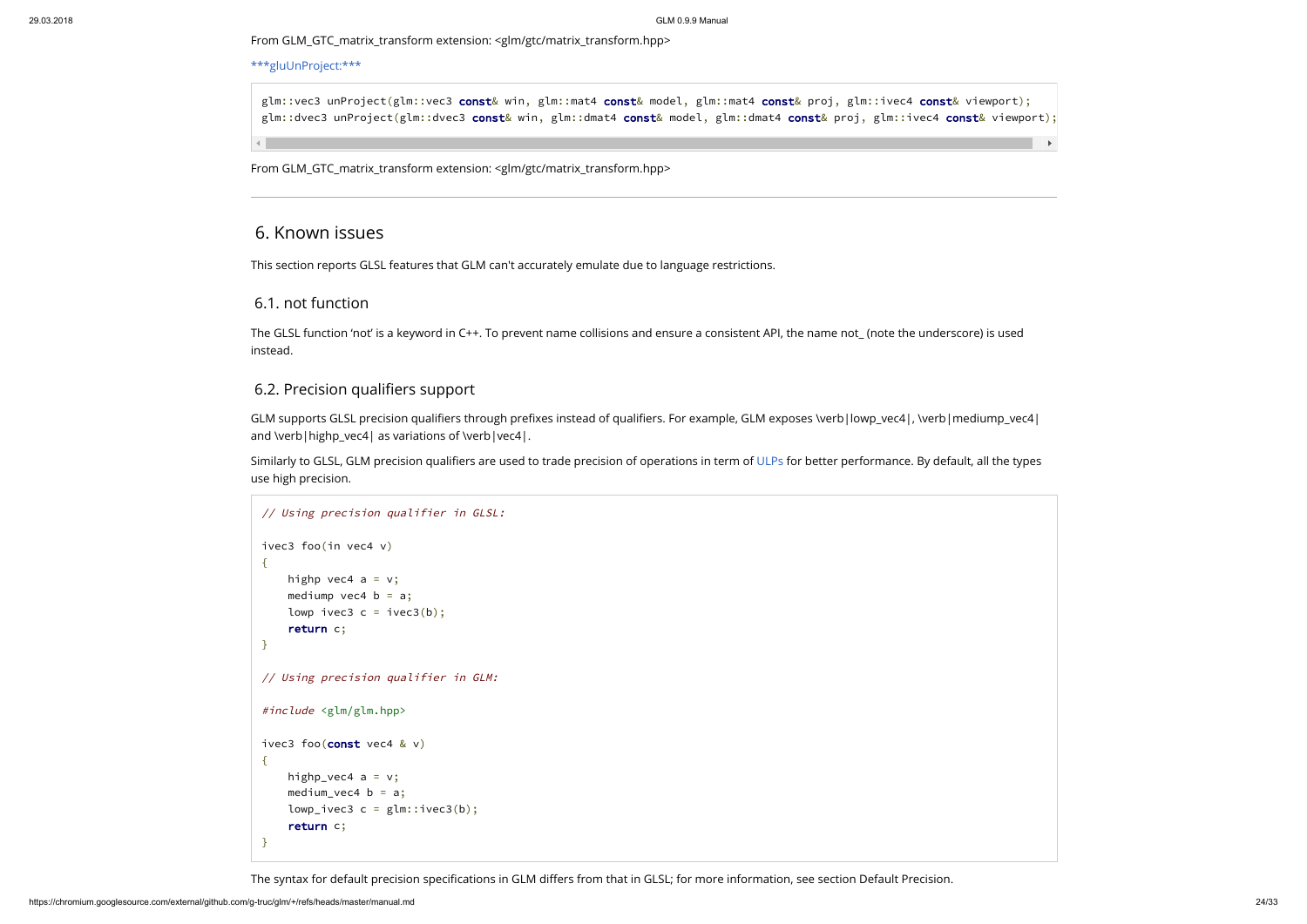From GLM_GTC_matrix_transform extension: <glm/gtc/matrix_transform.hpp>

***gluUnProject:***

```
glm::vec3 unProject(glm::vec3 const& win, glm::mat4 const& model, glm::mat4 const& proj, glm::ivec4 const& viewport);
glm::dvec3 unProject(glm::dvec3 const& win, glm::dmat4 const& model, glm::dmat4 const& proj, glm::ivec4 const& viewport);
```

From GLM_GTC_matrix_transform extension: <glm/gtc/matrix_transform.hpp>

---

## 6. Known issues

This section reports GLSL features that GLM can't accurately emulate due to language restrictions.

### 6.1. not function

The GLSL function 'not' is a keyword in C++. To prevent name collisions and ensure a consistent API, the name not_ (note the underscore) is used instead.

### 6.2. Precision qualifiers support

GLM supports GLSL precision qualifiers through prefixes instead of qualifiers. For example, GLM exposes \verb|lowp_vec4|, \verb|mediump_vec4| and \verb|highp_vec4| as variations of \verb|vec4|.

Similarly to GLSL, GLM precision qualifiers are used to trade precision of operations in term of ULPs for better performance. By default, all the types use high precision.

```
// Using precision qualifier in GLSL:

ivec3 foo(in vec4 v)
{
    highp vec4 a = v;
    mediump vec4 b = a;
    lowp ivec3 c = ivec3(b);
    return c;
}

// Using precision qualifier in GLM:

#include <glm/glm.hpp>

ivec3 foo(const vec4 & v)
{
    highp_vec4 a = v;
    medium_vec4 b = a;
    lowp_ivec3 c = glm::ivec3(b);
    return c;
}
```

The syntax for default precision specifications in GLM differs from that in GLSL; for more information, see section Default Precision.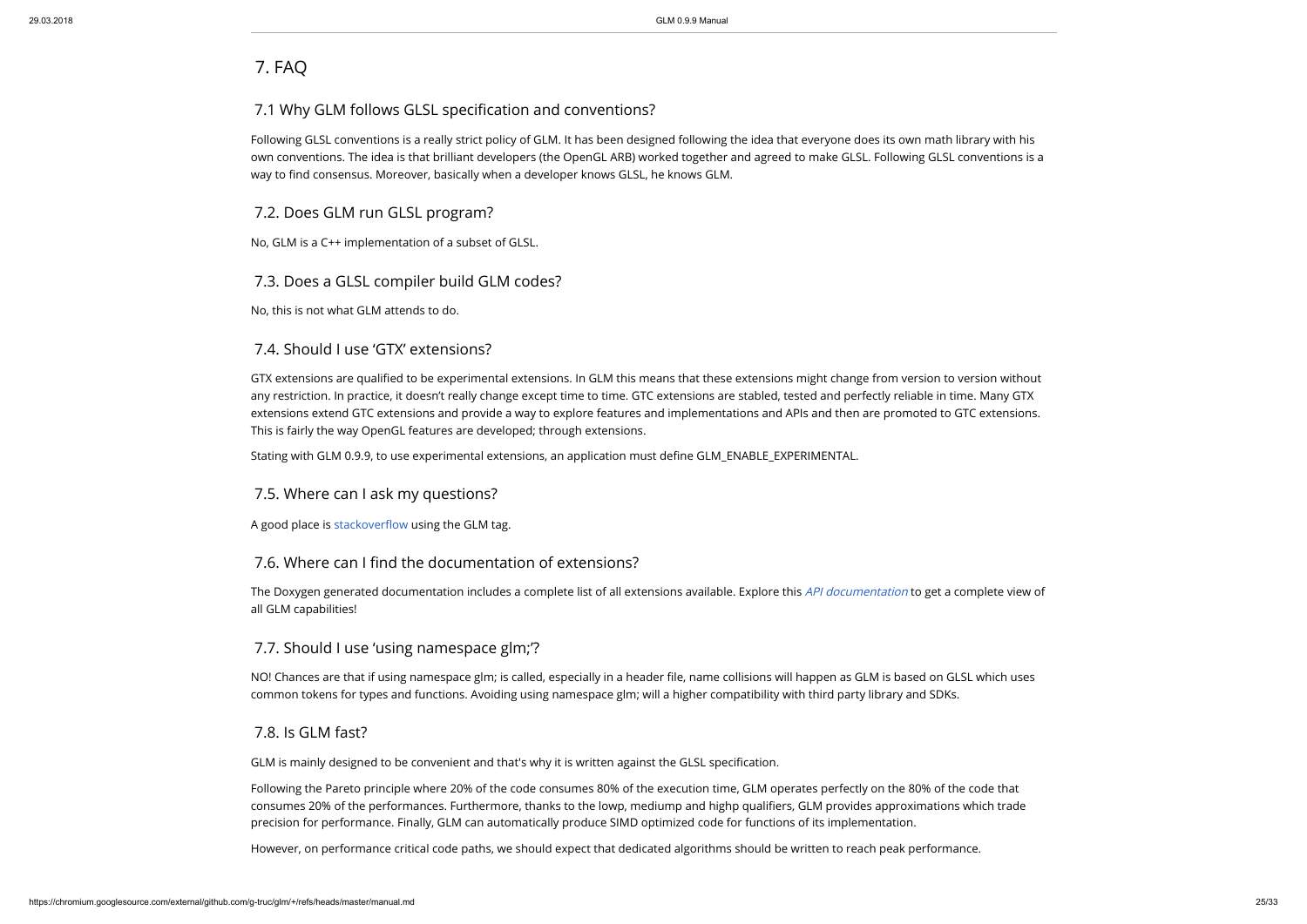# 7. FAQ

## 7.1 Why GLM follows GLSL specification and conventions?

Following GLSL conventions is a really strict policy of GLM. It has been designed following the idea that everyone does its own math library with his own conventions. The idea is that brilliant developers (the OpenGL ARB) worked together and agreed to make GLSL. Following GLSL conventions is a way to find consensus. Moreover, basically when a developer knows GLSL, he knows GLM.

## 7.2. Does GLM run GLSL program?

No, GLM is a C++ implementation of a subset of GLSL.

## 7.3. Does a GLSL compiler build GLM codes?

No, this is not what GLM attends to do.

## 7.4. Should I use 'GTX' extensions?

GTX extensions are qualified to be experimental extensions. In GLM this means that these extensions might change from version to version without any restriction. In practice, it doesn't really change except time to time. GTC extensions are stabled, tested and perfectly reliable in time. Many GTX extensions extend GTC extensions and provide a way to explore features and implementations and APIs and then are promoted to GTC extensions. This is fairly the way OpenGL features are developed; through extensions.

Stating with GLM 0.9.9, to use experimental extensions, an application must define GLM_ENABLE_EXPERIMENTAL.

## 7.5. Where can I ask my questions?

A good place is stackoverflow using the GLM tag.

## 7.6. Where can I find the documentation of extensions?

The Doxygen generated documentation includes a complete list of all extensions available. Explore this *API documentation* to get a complete view of all GLM capabilities!

## 7.7. Should I use 'using namespace glm;'?

NO! Chances are that if using namespace glm; is called, especially in a header file, name collisions will happen as GLM is based on GLSL which uses common tokens for types and functions. Avoiding using namespace glm; will a higher compatibility with third party library and SDKs.

## 7.8. Is GLM fast?

GLM is mainly designed to be convenient and that's why it is written against the GLSL specification.

Following the Pareto principle where 20% of the code consumes 80% of the execution time, GLM operates perfectly on the 80% of the code that consumes 20% of the performances. Furthermore, thanks to the lowp, mediump and highp qualifiers, GLM provides approximations which trade precision for performance. Finally, GLM can automatically produce SIMD optimized code for functions of its implementation.

However, on performance critical code paths, we should expect that dedicated algorithms should be written to reach peak performance.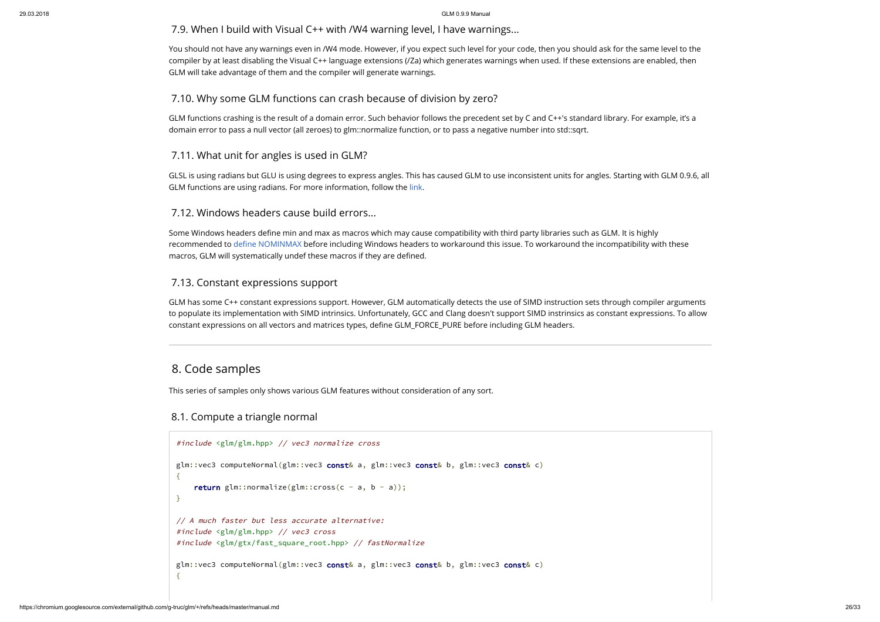### 7.9. When I build with Visual C++ with /W4 warning level, I have warnings...

You should not have any warnings even in /W4 mode. However, if you expect such level for your code, then you should ask for the same level to the compiler by at least disabling the Visual C++ language extensions (/Za) which generates warnings when used. If these extensions are enabled, then GLM will take advantage of them and the compiler will generate warnings.

### 7.10. Why some GLM functions can crash because of division by zero?

GLM functions crashing is the result of a domain error. Such behavior follows the precedent set by C and C++'s standard library. For example, it's a domain error to pass a null vector (all zeroes) to glm::normalize function, or to pass a negative number into std::sqrt.

### 7.11. What unit for angles is used in GLM?

GLSL is using radians but GLU is using degrees to express angles. This has caused GLM to use inconsistent units for angles. Starting with GLM 0.9.6, all GLM functions are using radians. For more information, follow the link.

### 7.12. Windows headers cause build errors...

Some Windows headers define min and max as macros which may cause compatibility with third party libraries such as GLM. It is highly recommended to define NOMINMAX before including Windows headers to workaround this issue. To workaround the incompatibility with these macros, GLM will systematically undef these macros if they are defined.

### 7.13. Constant expressions support

GLM has some C++ constant expressions support. However, GLM automatically detects the use of SIMD instruction sets through compiler arguments to populate its implementation with SIMD intrinsics. Unfortunately, GCC and Clang doesn't support SIMD instrinsics as constant expressions. To allow constant expressions on all vectors and matrices types, define GLM_FORCE_PURE before including GLM headers.

---

## 8. Code samples

This series of samples only shows various GLM features without consideration of any sort.

### 8.1. Compute a triangle normal

```
#include <glm/glm.hpp> // vec3 normalize cross

glm::vec3 computeNormal(glm::vec3 const& a, glm::vec3 const& b, glm::vec3 const& c)
{
    return glm::normalize(glm::cross(c - a, b - a));
}

// A much faster but less accurate alternative:
#include <glm/glm.hpp> // vec3 cross
#include <glm/gtx/fast_square_root.hpp> // fastNormalize

glm::vec3 computeNormal(glm::vec3 const& a, glm::vec3 const& b, glm::vec3 const& c)
{
```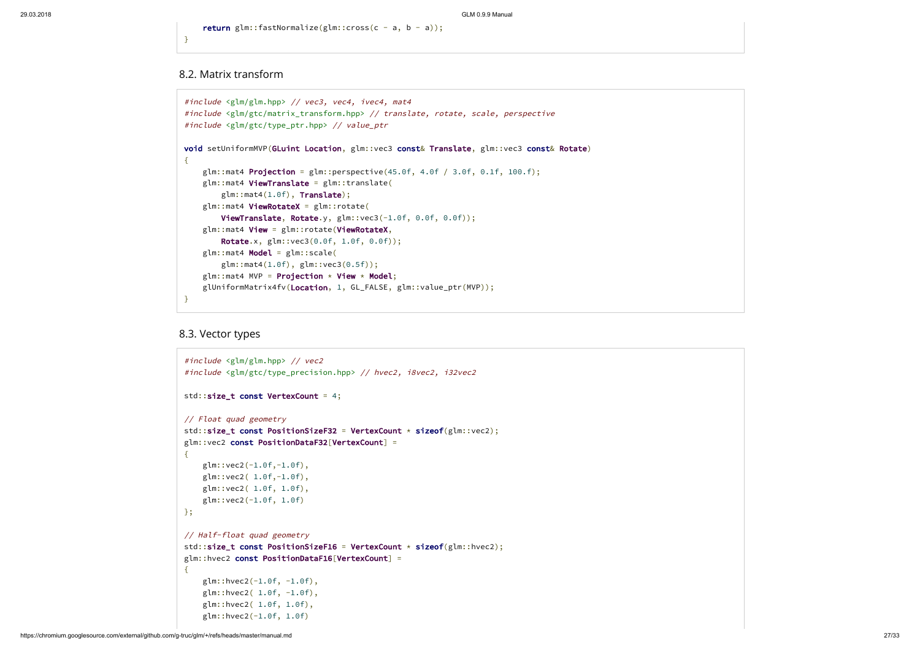```cpp
    return glm::fastNormalize(glm::cross(c - a, b - a));
}
```

### 8.2. Matrix transform

```cpp
#include <glm/glm.hpp> // vec3, vec4, ivec4, mat4
#include <glm/gtc/matrix_transform.hpp> // translate, rotate, scale, perspective
#include <glm/gtc/type_ptr.hpp> // value_ptr

void setUniformMVP(GLuint Location, glm::vec3 const& Translate, glm::vec3 const& Rotate)
{
    glm::mat4 Projection = glm::perspective(45.0f, 4.0f / 3.0f, 0.1f, 100.f);
    glm::mat4 ViewTranslate = glm::translate(
        glm::mat4(1.0f), Translate);
    glm::mat4 ViewRotateX = glm::rotate(
        ViewTranslate, Rotate.y, glm::vec3(-1.0f, 0.0f, 0.0f));
    glm::mat4 View = glm::rotate(ViewRotateX,
        Rotate.x, glm::vec3(0.0f, 1.0f, 0.0f));
    glm::mat4 Model = glm::scale(
        glm::mat4(1.0f), glm::vec3(0.5f));
    glm::mat4 MVP = Projection * View * Model;
    glUniformMatrix4fv(Location, 1, GL_FALSE, glm::value_ptr(MVP));
}
```

### 8.3. Vector types

```cpp
#include <glm/glm.hpp> // vec2
#include <glm/gtc/type_precision.hpp> // hvec2, i8vec2, i32vec2

std::size_t const VertexCount = 4;

// Float quad geometry
std::size_t const PositionSizeF32 = VertexCount * sizeof(glm::vec2);
glm::vec2 const PositionDataF32[VertexCount] =
{
    glm::vec2(-1.0f,-1.0f),
    glm::vec2( 1.0f,-1.0f),
    glm::vec2( 1.0f, 1.0f),
    glm::vec2(-1.0f, 1.0f)
};

// Half-float quad geometry
std::size_t const PositionSizeF16 = VertexCount * sizeof(glm::hvec2);
glm::hvec2 const PositionDataF16[VertexCount] =
{
    glm::hvec2(-1.0f, -1.0f),
    glm::hvec2( 1.0f, -1.0f),
    glm::hvec2( 1.0f, 1.0f),
    glm::hvec2(-1.0f, 1.0f)
```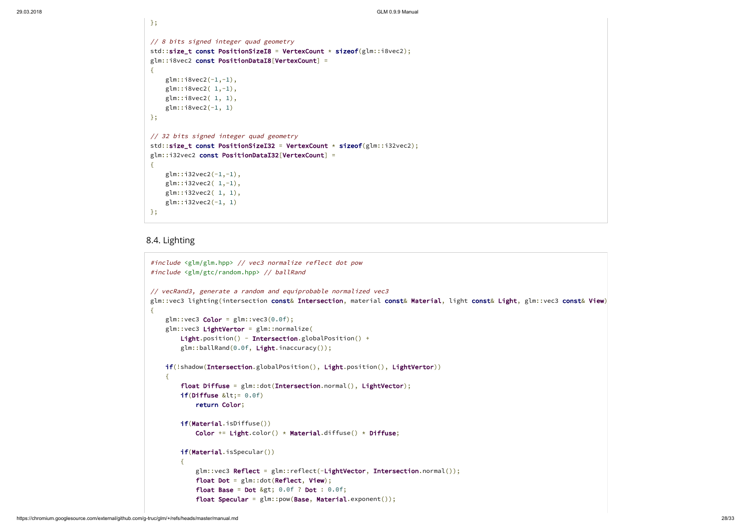```
};

// 8 bits signed integer quad geometry
std::size_t const PositionSizeI8 = VertexCount * sizeof(glm::i8vec2);
glm::i8vec2 const PositionDataI8[VertexCount] =
{
    glm::i8vec2(-1,-1),
    glm::i8vec2( 1,-1),
    glm::i8vec2( 1, 1),
    glm::i8vec2(-1, 1)
};

// 32 bits signed integer quad geometry
std::size_t const PositionSizeI32 = VertexCount * sizeof(glm::i32vec2);
glm::i32vec2 const PositionDataI32[VertexCount] =
{
    glm::i32vec2(-1,-1),
    glm::i32vec2( 1,-1),
    glm::i32vec2( 1, 1),
    glm::i32vec2(-1, 1)
};
```

### 8.4. Lighting

```
#include <glm/glm.hpp> // vec3 normalize reflect dot pow
#include <glm/gtc/random.hpp> // ballRand

// vecRand3, generate a random and equiprobable normalized vec3
glm::vec3 lighting(intersection const& Intersection, material const& Material, light const& Light, glm::vec3 const& View)
{
    glm::vec3 Color = glm::vec3(0.0f);
    glm::vec3 LightVertor = glm::normalize(
        Light.position() - Intersection.globalPosition() +
        glm::ballRand(0.0f, Light.inaccuracy());

    if(!shadow(Intersection.globalPosition(), Light.position(), LightVertor))
    {
        float Diffuse = glm::dot(Intersection.normal(), LightVector);
        if(Diffuse &lt;= 0.0f)
            return Color;

        if(Material.isDiffuse())
            Color += Light.color() * Material.diffuse() * Diffuse;

        if(Material.isSpecular())
        {
            glm::vec3 Reflect = glm::reflect(-LightVector, Intersection.normal());
            float Dot = glm::dot(Reflect, View);
            float Base = Dot &gt; 0.0f ? Dot : 0.0f;
            float Specular = glm::pow(Base, Material.exponent());
```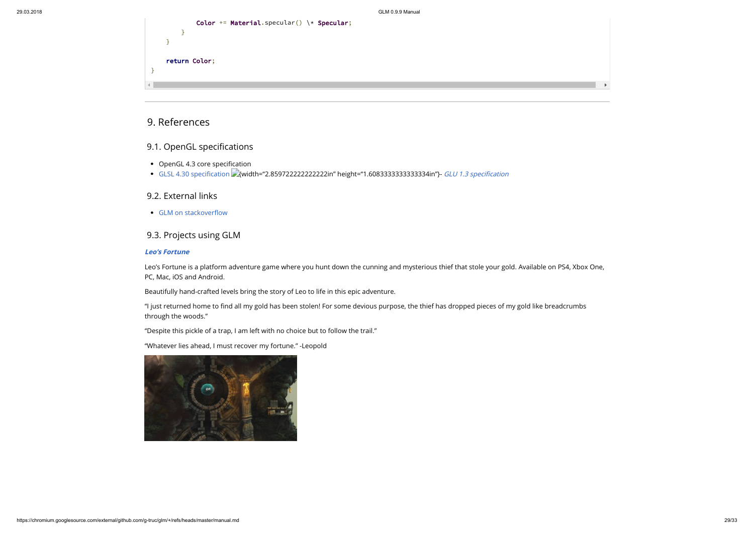```
            Color += Material.specular() \* Specular;
        }
    }

    return Color;
}
```

## 9. References

### 9.1. OpenGL specifications

- OpenGL 4.3 core specification
- GLSL 4.30 specification {width="2.859722222222222in" height="1.6083333333333334in"}- *GLU 1.3 specification*

### 9.2. External links

- GLM on stackoverflow

### 9.3. Projects using GLM

***Leo's Fortune***

Leo's Fortune is a platform adventure game where you hunt down the cunning and mysterious thief that stole your gold. Available on PS4, Xbox One, PC, Mac, iOS and Android.

Beautifully hand-crafted levels bring the story of Leo to life in this epic adventure.

"I just returned home to find all my gold has been stolen! For some devious purpose, the thief has dropped pieces of my gold like breadcrumbs through the woods."

"Despite this pickle of a trap, I am left with no choice but to follow the trail."

"Whatever lies ahead, I must recover my fortune." -Leopold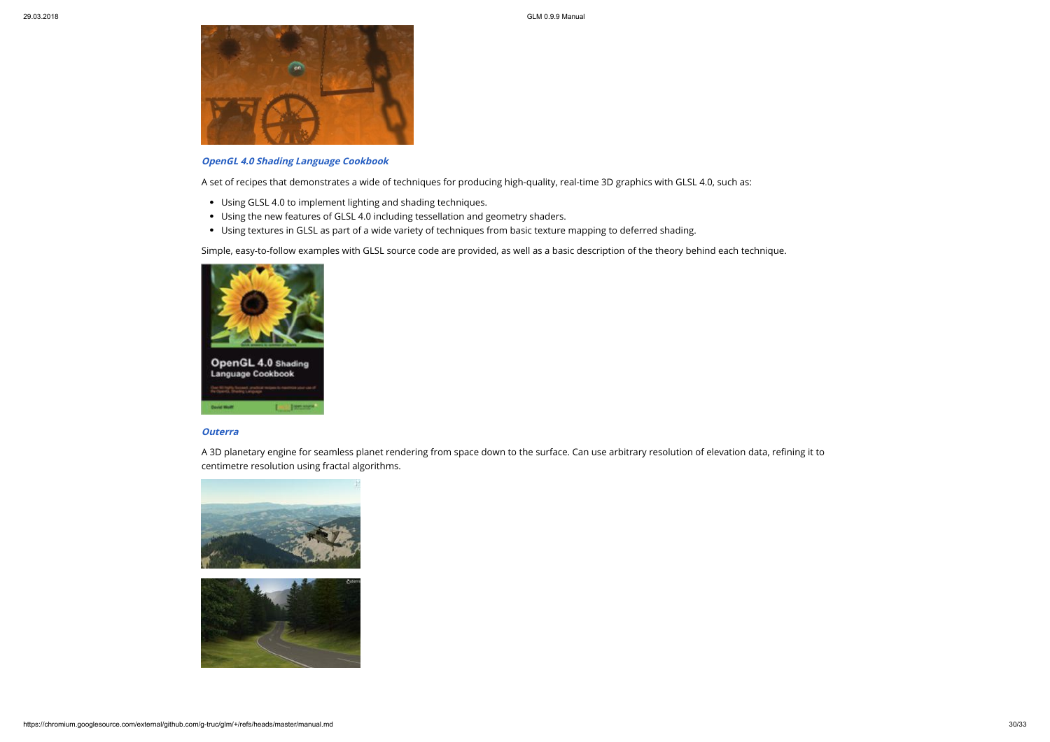### *OpenGL 4.0 Shading Language Cookbook*

A set of recipes that demonstrates a wide of techniques for producing high-quality, real-time 3D graphics with GLSL 4.0, such as:

- Using GLSL 4.0 to implement lighting and shading techniques.
- Using the new features of GLSL 4.0 including tessellation and geometry shaders.
- Using textures in GLSL as part of a wide variety of techniques from basic texture mapping to deferred shading.

Simple, easy-to-follow examples with GLSL source code are provided, as well as a basic description of the theory behind each technique.

### *Outerra*

A 3D planetary engine for seamless planet rendering from space down to the surface. Can use arbitrary resolution of elevation data, refining it to centimetre resolution using fractal algorithms.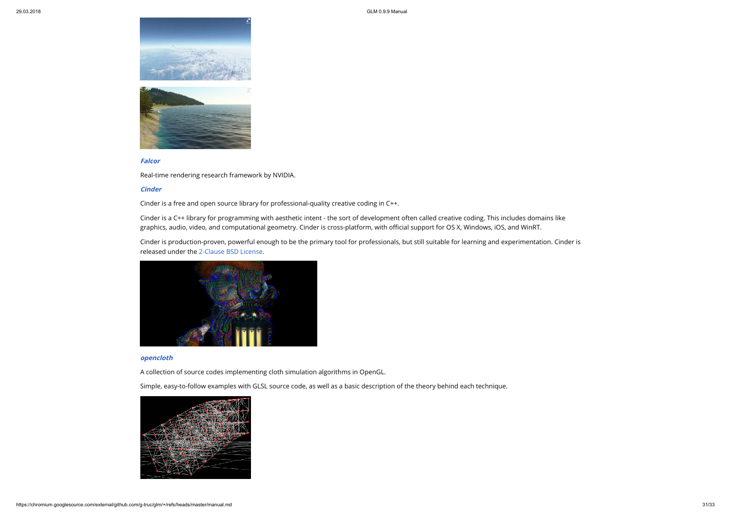### *Falcor*

Real-time rendering research framework by NVIDIA.

### *Cinder*

Cinder is a free and open source library for professional-quality creative coding in C++.

Cinder is a C++ library for programming with aesthetic intent - the sort of development often called creative coding. This includes domains like graphics, audio, video, and computational geometry. Cinder is cross-platform, with official support for OS X, Windows, iOS, and WinRT.

Cinder is production-proven, powerful enough to be the primary tool for professionals, but still suitable for learning and experimentation. Cinder is released under the [2-Clause BSD License](http://opensource.org/licenses/BSD-2-Clause).

### *opencloth*

A collection of source codes implementing cloth simulation algorithms in OpenGL.

Simple, easy-to-follow examples with GLSL source code, as well as a basic description of the theory behind each technique.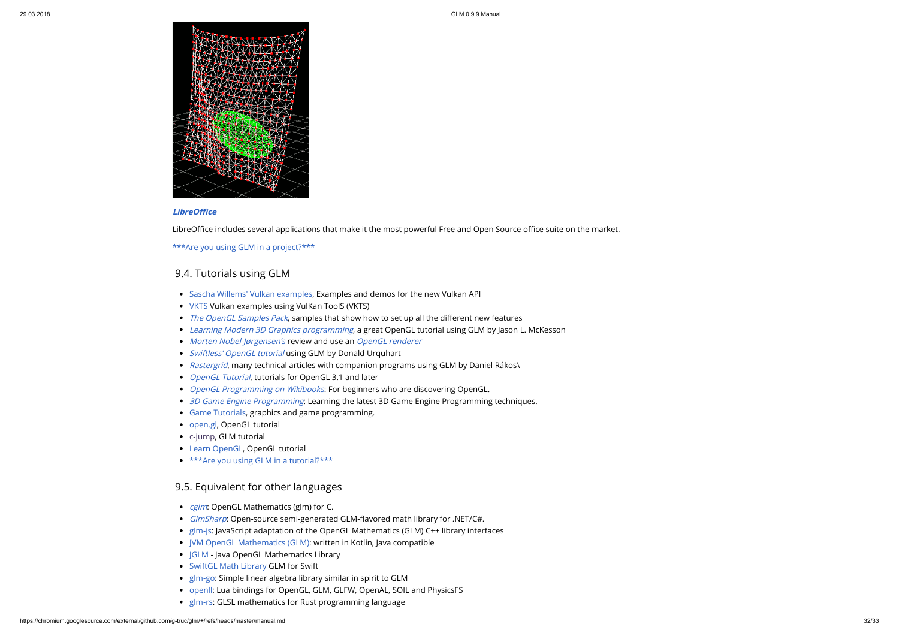***LibreOffice***

LibreOffice includes several applications that make it the most powerful Free and Open Source office suite on the market.

***Are you using GLM in a project?***

## 9.4. Tutorials using GLM

- Sascha Willems' Vulkan examples, Examples and demos for the new Vulkan API
- VKTS Vulkan examples using VulKan ToolS (VKTS)
- *The OpenGL Samples Pack*, samples that show how to set up all the different new features
- *Learning Modern 3D Graphics programming*, a great OpenGL tutorial using GLM by Jason L. McKesson
- *Morten Nobel-Jørgensen's* review and use an *OpenGL renderer*
- *Swiftless' OpenGL tutorial* using GLM by Donald Urquhart
- *Rastergrid*, many technical articles with companion programs using GLM by Daniel Rákos\
- *OpenGL Tutorial*, tutorials for OpenGL 3.1 and later
- *OpenGL Programming on Wikibooks*: For beginners who are discovering OpenGL.
- *3D Game Engine Programming*: Learning the latest 3D Game Engine Programming techniques.
- Game Tutorials, graphics and game programming.
- open.gl, OpenGL tutorial
- c-jump, GLM tutorial
- Learn OpenGL, OpenGL tutorial
- ***Are you using GLM in a tutorial?***

## 9.5. Equivalent for other languages

- *cglm*: OpenGL Mathematics (glm) for C.
- *GlmSharp*: Open-source semi-generated GLM-flavored math library for .NET/C#.
- glm-js: JavaScript adaptation of the OpenGL Mathematics (GLM) C++ library interfaces
- JVM OpenGL Mathematics (GLM): written in Kotlin, Java compatible
- JGLM - Java OpenGL Mathematics Library
- SwiftGL Math Library GLM for Swift
- glm-go: Simple linear algebra library similar in spirit to GLM
- openll: Lua bindings for OpenGL, GLM, GLFW, OpenAL, SOIL and PhysicsFS
- glm-rs: GLSL mathematics for Rust programming language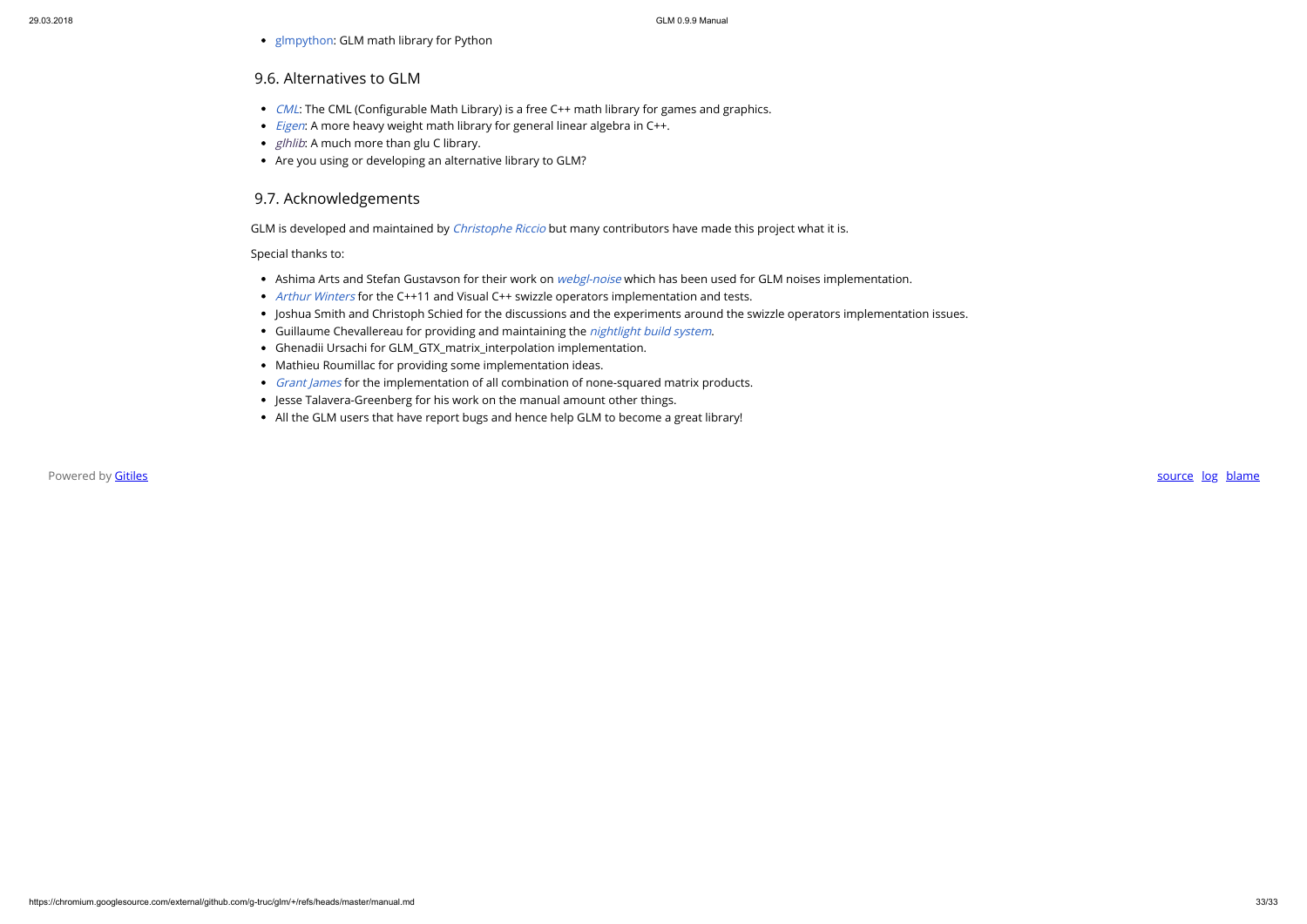- glmpython: GLM math library for Python

## 9.6. Alternatives to GLM

- *CML*: The CML (Configurable Math Library) is a free C++ math library for games and graphics.
- *Eigen*: A more heavy weight math library for general linear algebra in C++.
- *glhlib*: A much more than glu C library.
- Are you using or developing an alternative library to GLM?

## 9.7. Acknowledgements

GLM is developed and maintained by *Christophe Riccio* but many contributors have made this project what it is.

Special thanks to:

- Ashima Arts and Stefan Gustavson for their work on *webgl-noise* which has been used for GLM noises implementation.
- *Arthur Winters* for the C++11 and Visual C++ swizzle operators implementation and tests.
- Joshua Smith and Christoph Schied for the discussions and the experiments around the swizzle operators implementation issues.
- Guillaume Chevallereau for providing and maintaining the *nightlight build system*.
- Ghenadii Ursachi for GLM_GTX_matrix_interpolation implementation.
- Mathieu Roumillac for providing some implementation ideas.
- *Grant James* for the implementation of all combination of none-squared matrix products.
- Jesse Talavera-Greenberg for his work on the manual amount other things.
- All the GLM users that have report bugs and hence help GLM to become a great library!

Powered by Gitiles

source log blame